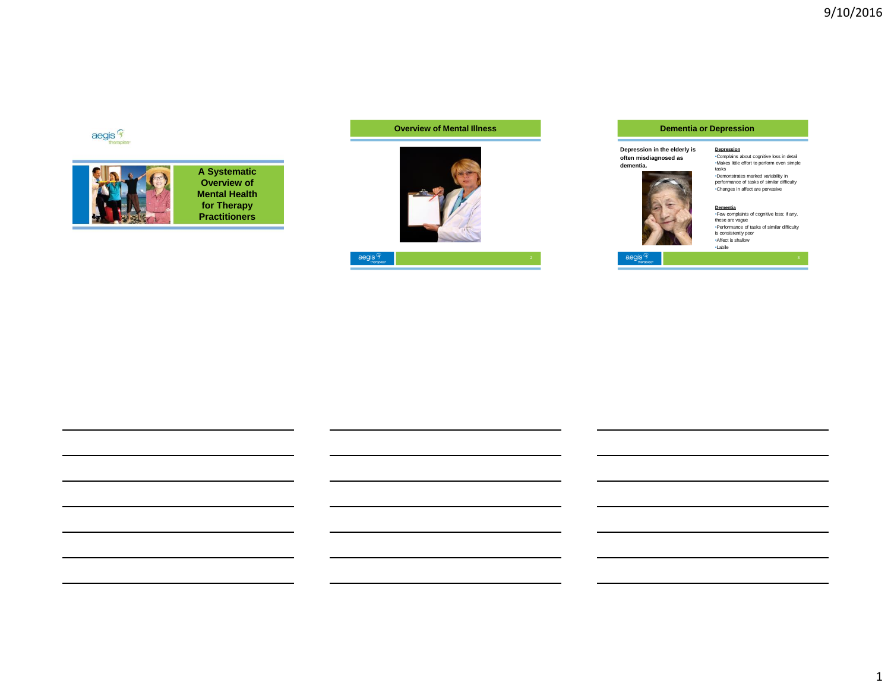aegis therapies

# A Systematic Overview of Mental Health for Therapy Practitioners

## Overview of Mental Illness

## Dementia or Depression

**Depression in the elderly is often misdiagnosed as dementia.**

**Depression**
- Complains about cognitive loss in detail
- Makes little effort to perform even simple tasks
- Demonstrates marked variability in performance of tasks of similar difficulty
- Changes in affect are pervasive

**Dementia**
- Few complaints of cognitive loss; if any, these are vague
- Performance of tasks of similar difficulty is consistently poor
- Affect is shallow
- Labile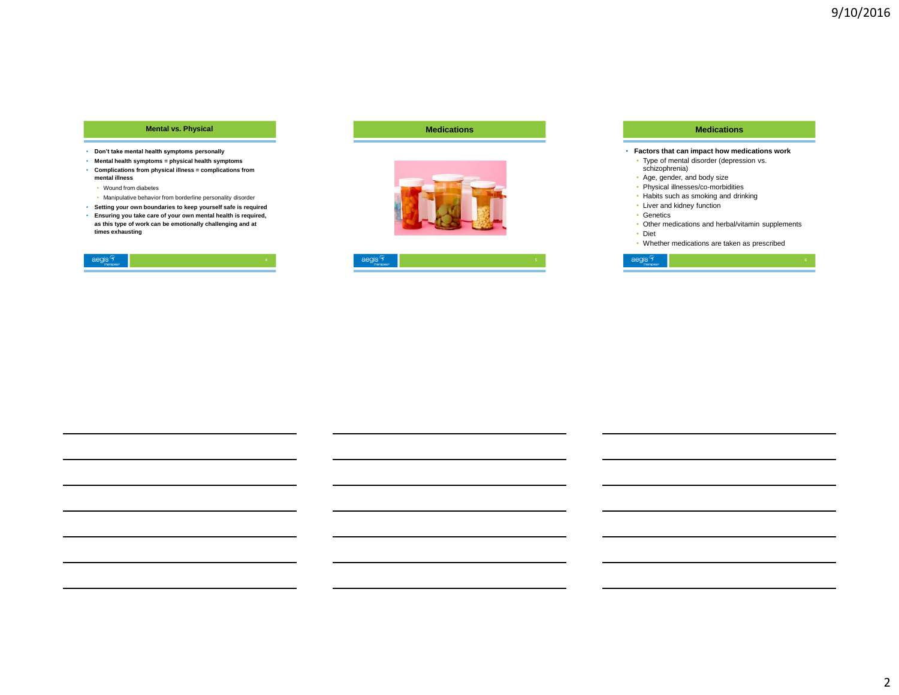## Mental vs. Physical

- **Don't take mental health symptoms personally**
- **Mental health symptoms = physical health symptoms**
- **Complications from physical illness = complications from mental illness**
  - Wound from diabetes
  - Manipulative behavior from borderline personality disorder
- **Setting your own boundaries to keep yourself safe is required**
- **Ensuring you take care of your own mental health is required, as this type of work can be emotionally challenging and at times exhausting**

## Medications

## Medications

- **Factors that can impact how medications work**
  - Type of mental disorder (depression vs. schizophrenia)
  - Age, gender, and body size
  - Physical illnesses/co-morbidities
  - Habits such as smoking and drinking
  - Liver and kidney function
  - Genetics
  - Other medications and herbal/vitamin supplements
  - Diet
  - Whether medications are taken as prescribed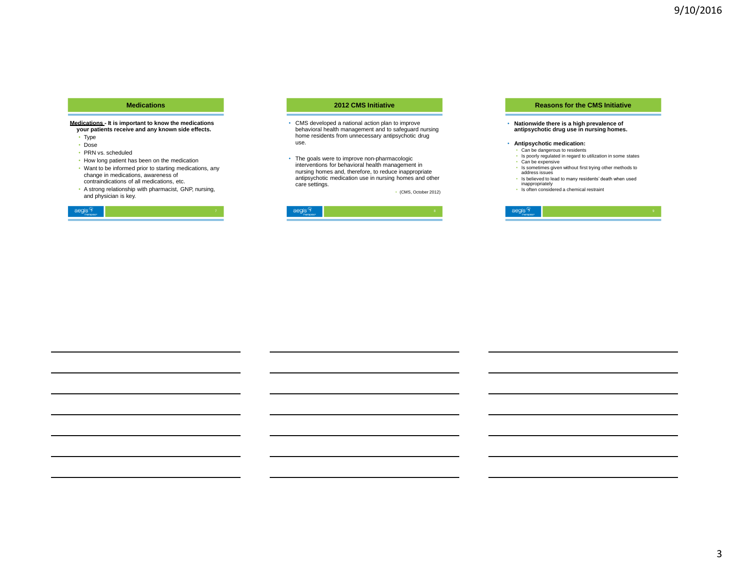## Medications

**Medications - It is important to know the medications your patients receive and any known side effects.**

- Type
- Dose
- PRN vs. scheduled
- How long patient has been on the medication
- Want to be informed prior to starting medications, any change in medications, awareness of contraindications of all medications, etc.
- A strong relationship with pharmacist, GNP, nursing, and physician is key.

## 2012 CMS Initiative

- CMS developed a national action plan to improve behavioral health management and to safeguard nursing home residents from unnecessary antipsychotic drug use.
- The goals were to improve non-pharmacologic interventions for behavioral health management in nursing homes and, therefore, to reduce inappropriate antipsychotic medication use in nursing homes and other care settings.
  - (CMS, October 2012)

## Reasons for the CMS Initiative

- **Nationwide there is a high prevalence of antipsychotic drug use in nursing homes.**
- **Antipsychotic medication:**
  - Can be dangerous to residents
  - Is poorly regulated in regard to utilization in some states
  - Can be expensive
  - Is sometimes given without first trying other methods to address issues
  - Is believed to lead to many residents' death when used inappropriately
  - Is often considered a chemical restraint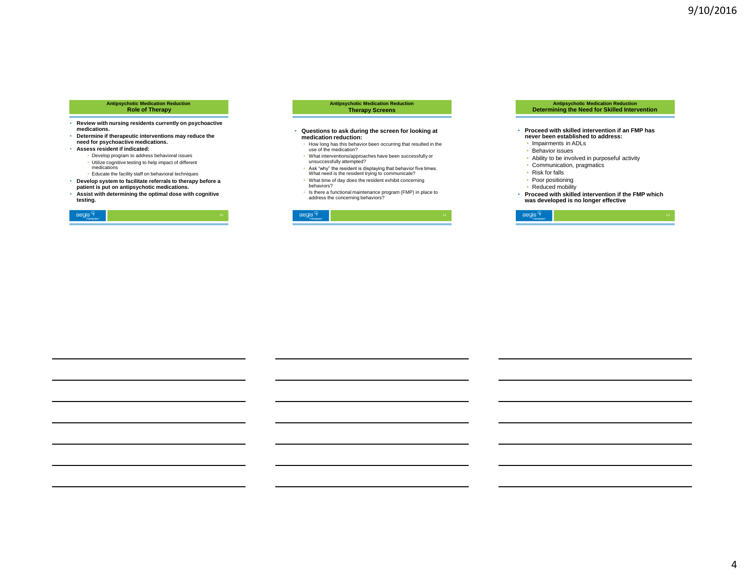## Antipsychotic Medication Reduction
### Role of Therapy

- **Review with nursing residents currently on psychoactive medications.**
- **Determine if therapeutic interventions may reduce the need for psychoactive medications.**
- **Assess resident if indicated:**
  - Develop program to address behavioral issues
  - Utilize cognitive testing to help impact of different medications
  - Educate the facility staff on behavioral techniques
- **Develop system to facilitate referrals to therapy before a patient is put on antipsychotic medications.**
- **Assist with determining the optimal dose with cognitive testing.**

## Antipsychotic Medication Reduction
### Therapy Screens

- **Questions to ask during the screen for looking at medication reduction:**
  - How long has this behavior been occurring that resulted in the use of the medication?
  - What interventions/approaches have been successfully or unsuccessfully attempted?
  - Ask "why" the resident is displaying that behavior five times. What need is the resident trying to communicate?
  - What time of day does the resident exhibit concerning behaviors?
  - Is there a functional maintenance program (FMP) in place to address the concerning behaviors?

## Antipsychotic Medication Reduction
### Determining the Need for Skilled Intervention

- **Proceed with skilled intervention if an FMP has never been established to address:**
  - Impairments in ADLs
  - Behavior issues
  - Ability to be involved in purposeful activity
  - Communication, pragmatics
  - Risk for falls
  - Poor positioning
  - Reduced mobility
- **Proceed with skilled intervention if the FMP which was developed is no longer effective**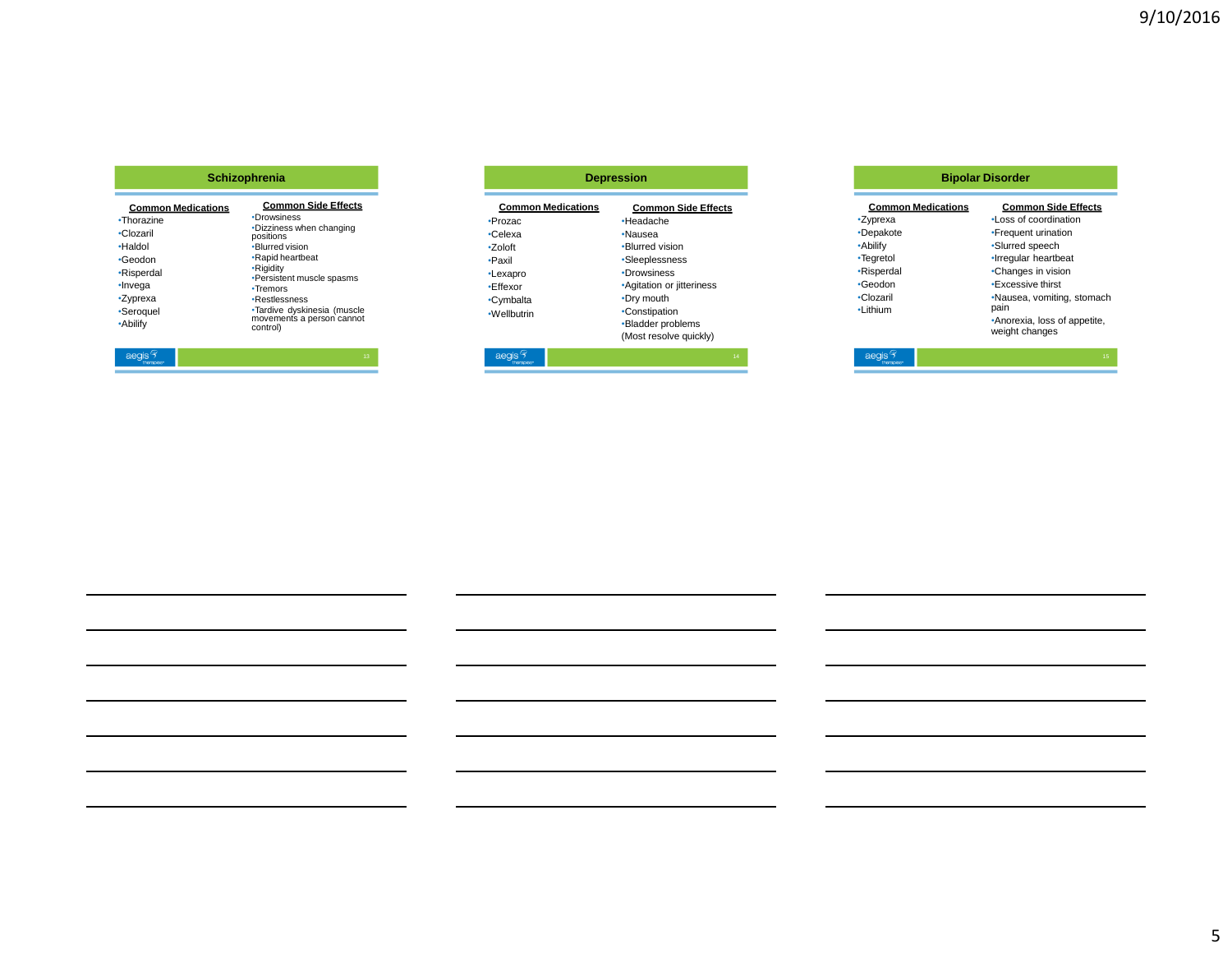## Schizophrenia

**Common Medications**

- Thorazine
- Clozaril
- Haldol
- Geodon
- Risperdal
- Invega
- Zyprexa
- Seroquel
- Abilify

**Common Side Effects**

- Drowsiness
- Dizziness when changing positions
- Blurred vision
- Rapid heartbeat
- Rigidity
- Persistent muscle spasms
- Tremors
- Restlessness
- Tardive dyskinesia (muscle movements a person cannot control)

## Depression

**Common Medications**

- Prozac
- Celexa
- Zoloft
- Paxil
- Lexapro
- Effexor
- Cymbalta
- Wellbutrin

**Common Side Effects**

- Headache
- Nausea
- Blurred vision
- Sleeplessness
- Drowsiness
- Agitation or jitteriness
- Dry mouth
- Constipation
- Bladder problems

(Most resolve quickly)

## Bipolar Disorder

**Common Medications**

- Zyprexa
- Depakote
- Abilify
- Tegretol
- Risperdal
- Geodon
- Clozaril
- Lithium

**Common Side Effects**

- Loss of coordination
- Frequent urination
- Slurred speech
- Irregular heartbeat
- Changes in vision
- Excessive thirst
- Nausea, vomiting, stomach pain
- Anorexia, loss of appetite, weight changes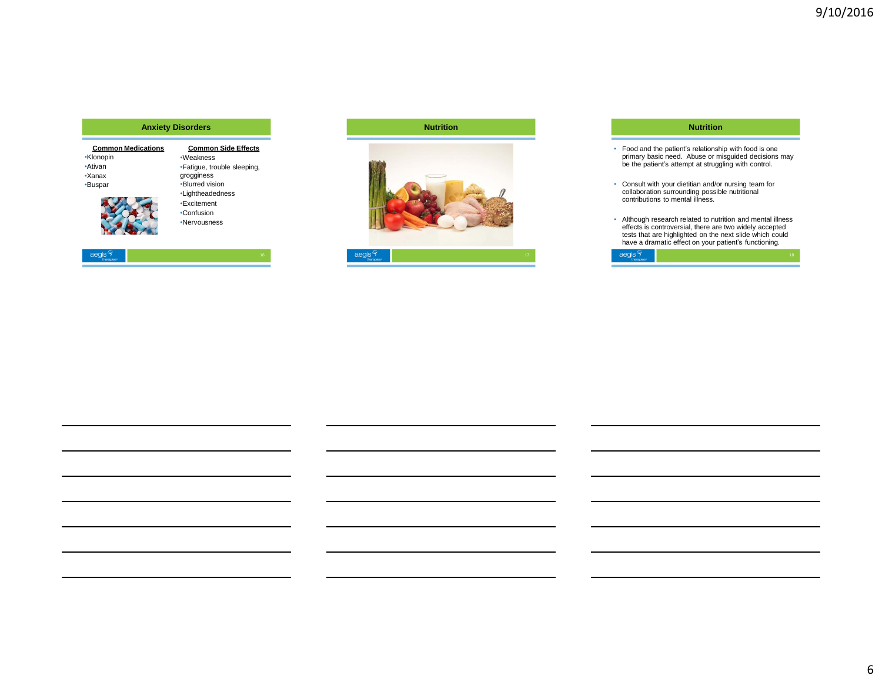## Anxiety Disorders

**Common Medications**

- Klonopin
- Ativan
- Xanax
- Buspar

**Common Side Effects**

- Weakness
- Fatigue, trouble sleeping, grogginess
- Blurred vision
- Lightheadedness
- Excitement
- Confusion
- Nervousness

## Nutrition

## Nutrition

- Food and the patient's relationship with food is one primary basic need. Abuse or misguided decisions may be the patient's attempt at struggling with control.
- Consult with your dietitian and/or nursing team for collaboration surrounding possible nutritional contributions to mental illness.
- Although research related to nutrition and mental illness effects is controversial, there are two widely accepted tests that are highlighted on the next slide which could have a dramatic effect on your patient's functioning.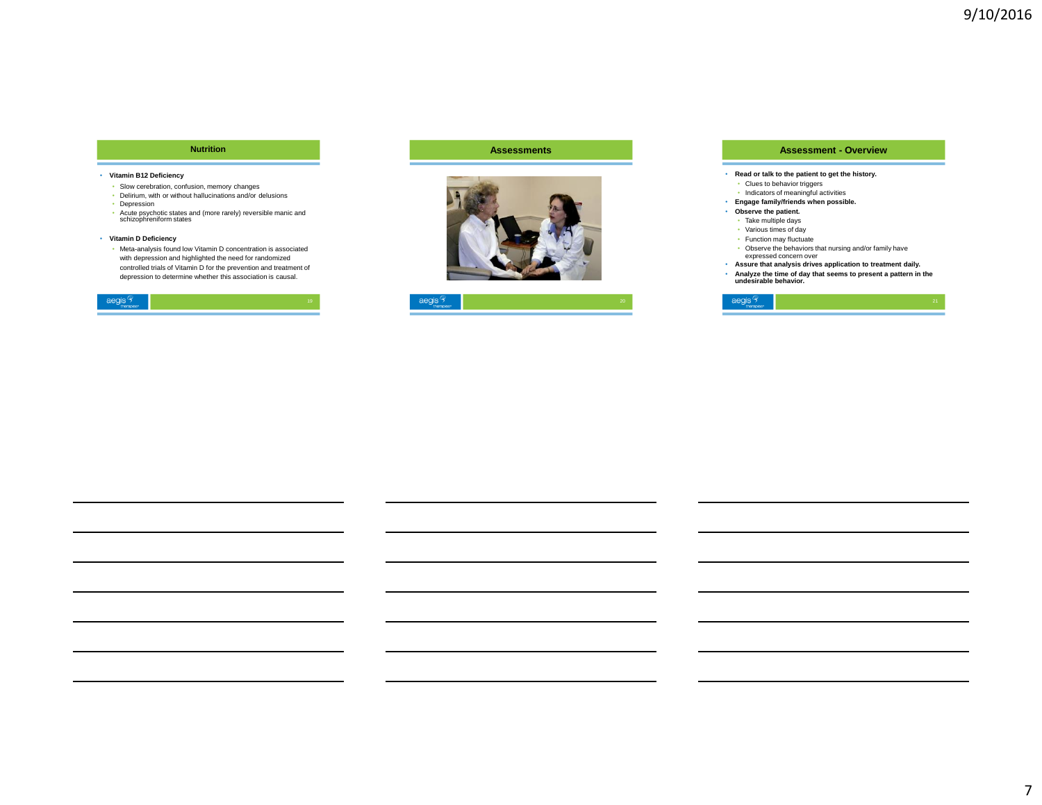## Nutrition

- **Vitamin B12 Deficiency**
  - Slow cerebration, confusion, memory changes
  - Delirium, with or without hallucinations and/or delusions
  - Depression
  - Acute psychotic states and (more rarely) reversible manic and schizophreniform states
- **Vitamin D Deficiency**
  - Meta-analysis found low Vitamin D concentration is associated with depression and highlighted the need for randomized controlled trials of Vitamin D for the prevention and treatment of depression to determine whether this association is causal.

## Assessments

## Assessment - Overview

- **Read or talk to the patient to get the history.**
  - Clues to behavior triggers
  - Indicators of meaningful activities
- **Engage family/friends when possible.**
- **Observe the patient.**
  - Take multiple days
  - Various times of day
  - Function may fluctuate
  - Observe the behaviors that nursing and/or family have expressed concern over
- **Assure that analysis drives application to treatment daily.**
- **Analyze the time of day that seems to present a pattern in the undesirable behavior.**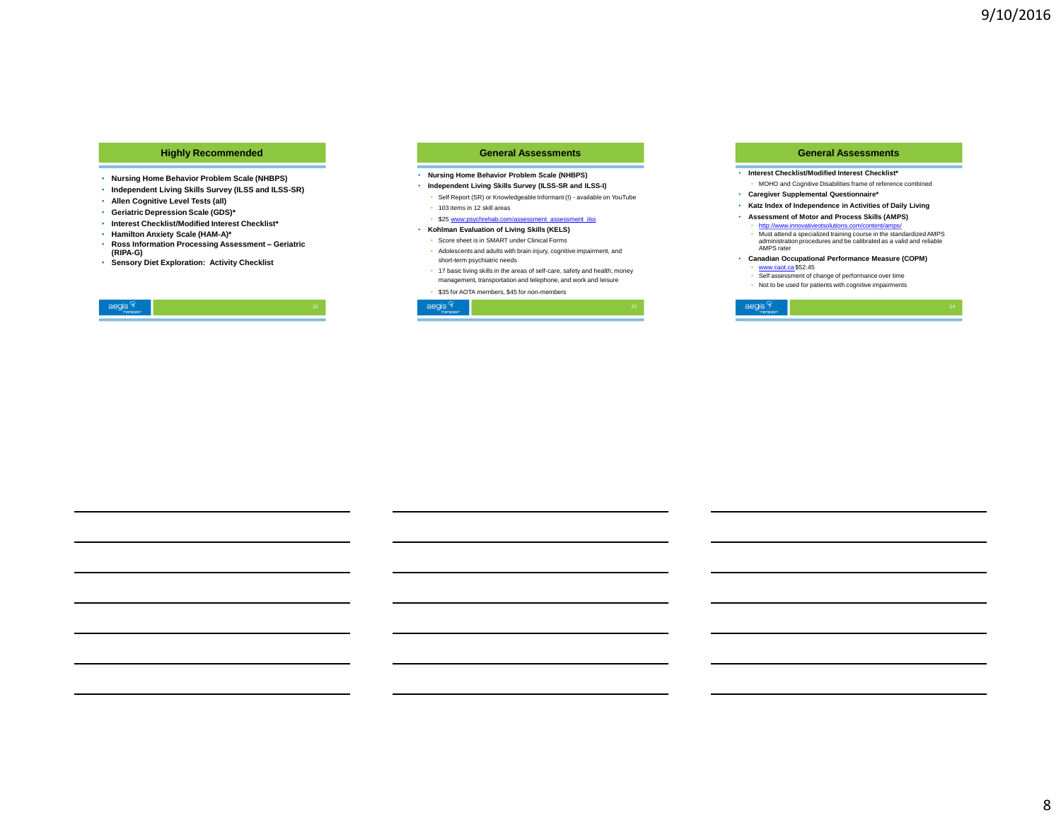## Highly Recommended

- Nursing Home Behavior Problem Scale (NHBPS)
- Independent Living Skills Survey (ILSS and ILSS-SR)
- Allen Cognitive Level Tests (all)
- Geriatric Depression Scale (GDS)*
- Interest Checklist/Modified Interest Checklist*
- Hamilton Anxiety Scale (HAM-A)*
- Ross Information Processing Assessment – Geriatric (RIPA-G)
- Sensory Diet Exploration: Activity Checklist

## General Assessments

- **Nursing Home Behavior Problem Scale (NHBPS)**
- **Independent Living Skills Survey (ILSS-SR and ILSS-I)**
  - Self Report (SR) or Knowledgeable Informant (I) - available on YouTube
  - 103 items in 12 skill areas
  - $25 www.psychrehab.com/assessment_assessment_ilss
- **Kohlman Evaluation of Living Skills (KELS)**
  - Score sheet is in SMART under Clinical Forms
  - Adolescents and adults with brain injury, cognitive impairment, and short-term psychiatric needs
  - 17 basic living skills in the areas of self-care, safety and health, money management, transportation and telephone, and work and leisure
  - $35 for AOTA members, $45 for non-members

## General Assessments

- **Interest Checklist/Modified Interest Checklist***
  - MOHO and Cognitive Disabilities frame of reference combined
- **Caregiver Supplemental Questionnaire***
- **Katz Index of Independence in Activities of Daily Living**
- **Assessment of Motor and Process Skills (AMPS)**
  - http://www.innovativeotsolutions.com/content/amps/
  - Must attend a specialized training course in the standardized AMPS administration procedures and be calibrated as a valid and reliable AMPS rater
- **Canadian Occupational Performance Measure (COPM)**
  - www.caot.ca $52.45
  - Self assessment of change of performance over time
  - Not to be used for patients with cognitive impairments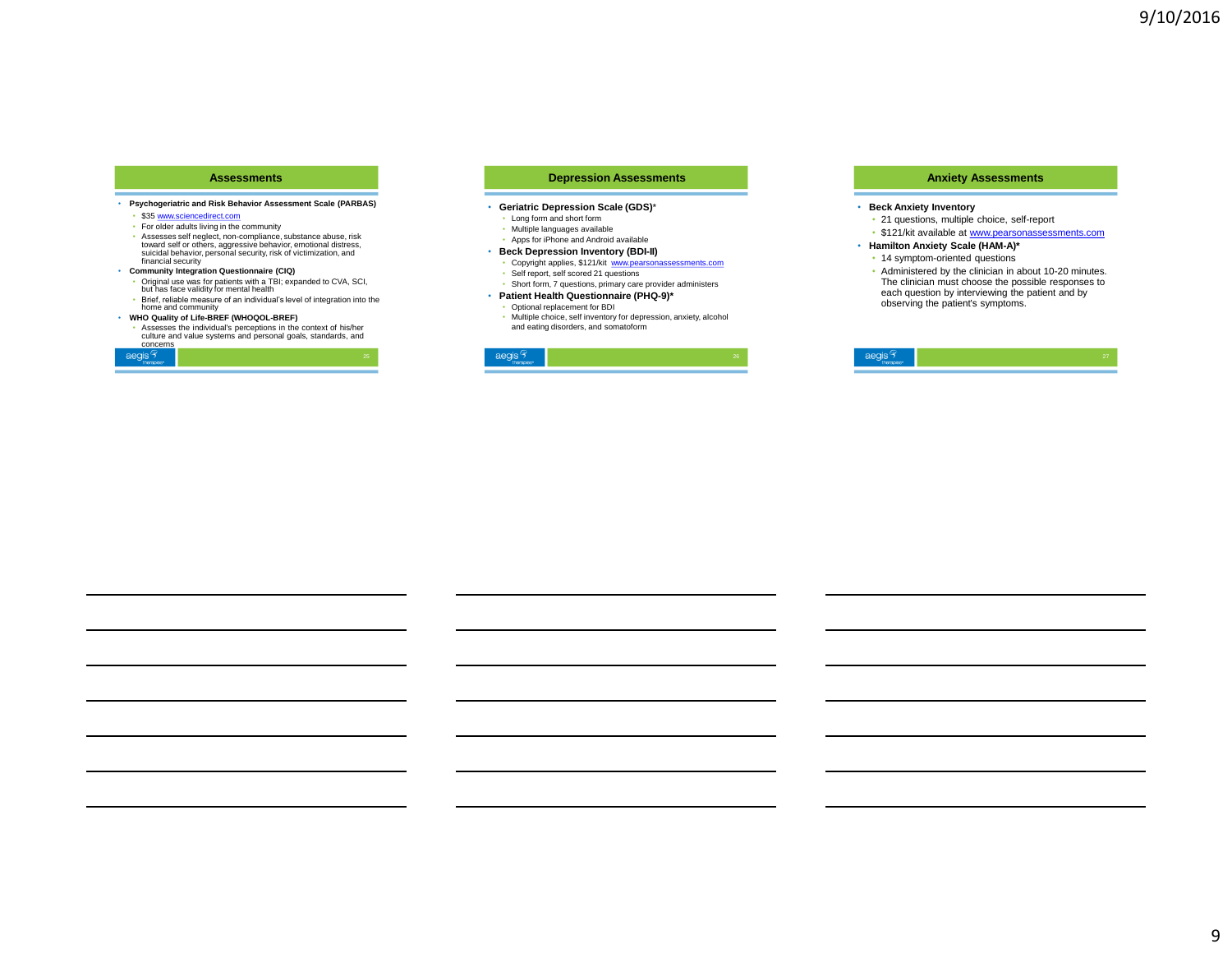## Assessments

- **Psychogeriatric and Risk Behavior Assessment Scale (PARBAS)**
  - $35 www.sciencedirect.com
  - For older adults living in the community
  - Assesses self neglect, non-compliance, substance abuse, risk toward self or others, aggressive behavior, emotional distress, suicidal behavior, personal security, risk of victimization, and financial security
- **Community Integration Questionnaire (CIQ)**
  - Original use was for patients with a TBI; expanded to CVA, SCI, but has face validity for mental health
  - Brief, reliable measure of an individual's level of integration into the home and community
- **WHO Quality of Life-BREF (WHOQOL-BREF)**
  - Assesses the individual's perceptions in the context of his/her culture and value systems and personal goals, standards, and concerns

## Depression Assessments

- **Geriatric Depression Scale (GDS)***
  - Long form and short form
  - Multiple languages available
  - Apps for iPhone and Android available
- **Beck Depression Inventory (BDI-II)**
  - Copyright applies, $121/kit www.pearsonassessments.com
  - Self report, self scored 21 questions
  - Short form, 7 questions, primary care provider administers
- **Patient Health Questionnaire (PHQ-9)***
  - Optional replacement for BDI
  - Multiple choice, self inventory for depression, anxiety, alcohol and eating disorders, and somatoform

## Anxiety Assessments

- **Beck Anxiety Inventory**
  - 21 questions, multiple choice, self-report
  - $121/kit available at www.pearsonassessments.com
- **Hamilton Anxiety Scale (HAM-A)***
  - 14 symptom-oriented questions
  - Administered by the clinician in about 10-20 minutes. The clinician must choose the possible responses to each question by interviewing the patient and by observing the patient's symptoms.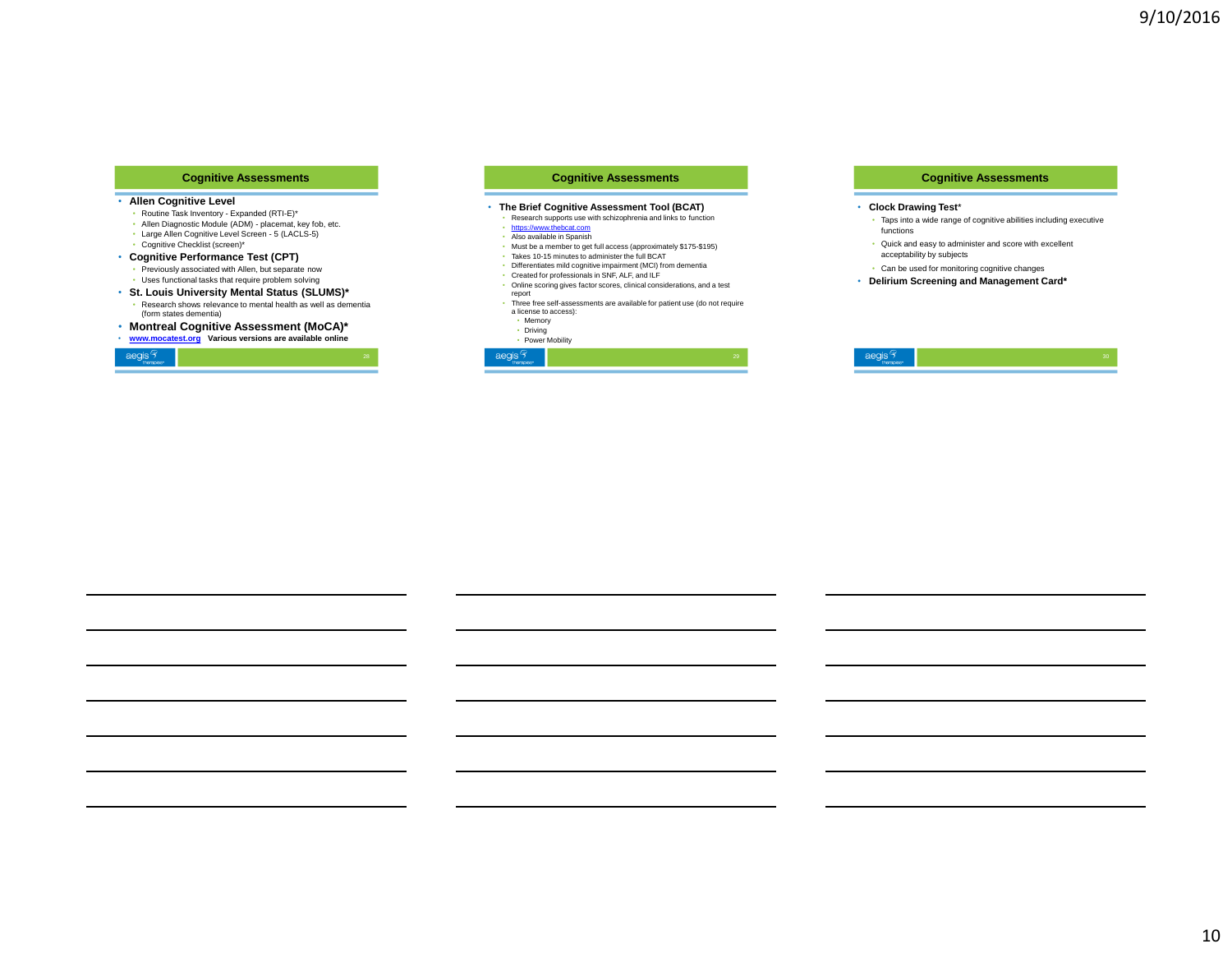## Cognitive Assessments

- **Allen Cognitive Level**
  - Routine Task Inventory - Expanded (RTI-E)*
  - Allen Diagnostic Module (ADM) - placemat, key fob, etc.
  - Large Allen Cognitive Level Screen - 5 (LACLS-5)
  - Cognitive Checklist (screen)*
- **Cognitive Performance Test (CPT)**
  - Previously associated with Allen, but separate now
  - Uses functional tasks that require problem solving
- **St. Louis University Mental Status (SLUMS)***
  - Research shows relevance to mental health as well as dementia (form states dementia)
- **Montreal Cognitive Assessment (MoCA)***
- **www.mocatest.org Various versions are available online**

## Cognitive Assessments

- **The Brief Cognitive Assessment Tool (BCAT)**
  - Research supports use with schizophrenia and links to function
  - https://www.thebcat.com
  - Also available in Spanish
  - Must be a member to get full access (approximately $175-$195)
  - Takes 10-15 minutes to administer the full BCAT
  - Differentiates mild cognitive impairment (MCI) from dementia
  - Created for professionals in SNF, ALF, and ILF
  - Online scoring gives factor scores, clinical considerations, and a test report
  - Three free self-assessments are available for patient use (do not require a license to access):
    - Memory
    - Driving
    - Power Mobility

## Cognitive Assessments

- **Clock Drawing Test***
  - Taps into a wide range of cognitive abilities including executive functions
  - Quick and easy to administer and score with excellent acceptability by subjects
  - Can be used for monitoring cognitive changes
- **Delirium Screening and Management Card***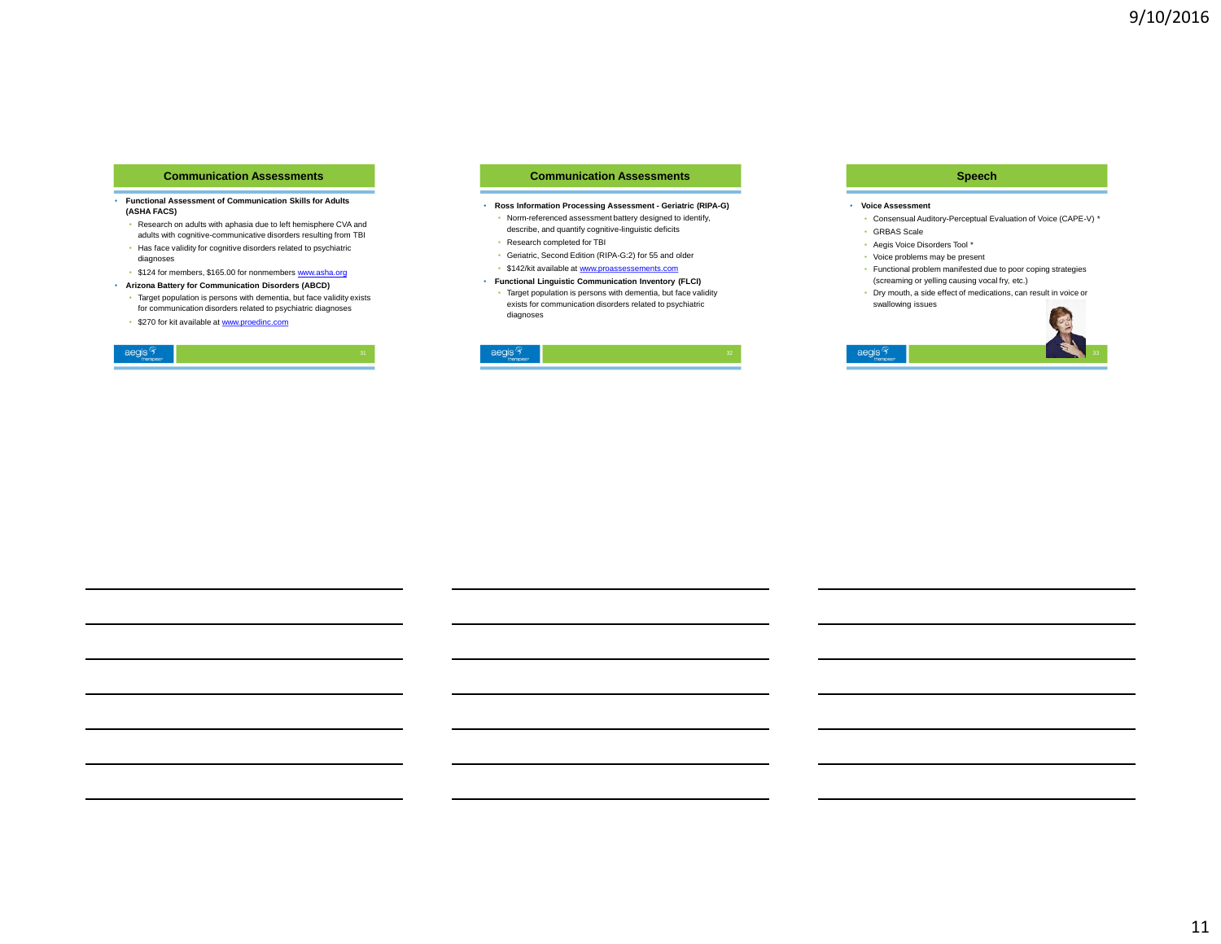## Communication Assessments

- **Functional Assessment of Communication Skills for Adults (ASHA FACS)**
  - Research on adults with aphasia due to left hemisphere CVA and adults with cognitive-communicative disorders resulting from TBI
  - Has face validity for cognitive disorders related to psychiatric diagnoses
  - $124 for members, $165.00 for nonmembers www.asha.org
- **Arizona Battery for Communication Disorders (ABCD)**
  - Target population is persons with dementia, but face validity exists for communication disorders related to psychiatric diagnoses
  - $270 for kit available at www.proedinc.com

## Communication Assessments

- **Ross Information Processing Assessment - Geriatric (RIPA-G)**
  - Norm-referenced assessment battery designed to identify, describe, and quantify cognitive-linguistic deficits
  - Research completed for TBI
  - Geriatric, Second Edition (RIPA-G:2) for 55 and older
  - $142/kit available at www.proassessements.com
- **Functional Linguistic Communication Inventory (FLCI)**
  - Target population is persons with dementia, but face validity exists for communication disorders related to psychiatric diagnoses

## Speech

- **Voice Assessment**
  - Consensual Auditory-Perceptual Evaluation of Voice (CAPE-V) *
  - GRBAS Scale
  - Aegis Voice Disorders Tool *
  - Voice problems may be present
  - Functional problem manifested due to poor coping strategies (screaming or yelling causing vocal fry, etc.)
  - Dry mouth, a side effect of medications, can result in voice or swallowing issues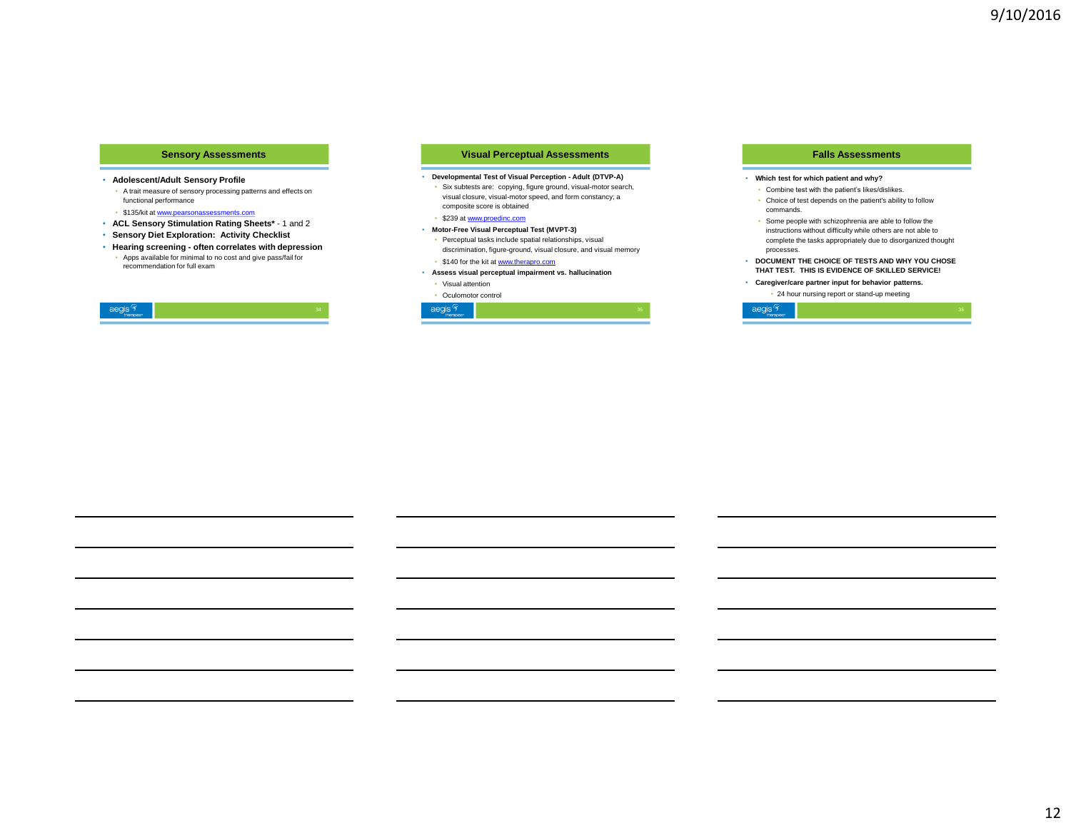## Sensory Assessments

- **Adolescent/Adult Sensory Profile**
  - A trait measure of sensory processing patterns and effects on functional performance
  - $135/kit at www.pearsonassessments.com
- **ACL Sensory Stimulation Rating Sheets*** - 1 and 2
- **Sensory Diet Exploration: Activity Checklist**
- **Hearing screening - often correlates with depression**
  - Apps available for minimal to no cost and give pass/fail for recommendation for full exam

## Visual Perceptual Assessments

- **Developmental Test of Visual Perception - Adult (DTVP-A)**
  - Six subtests are: copying, figure ground, visual-motor search, visual closure, visual-motor speed, and form constancy; a composite score is obtained
  - $239 at www.proedinc.com
- **Motor-Free Visual Perceptual Test (MVPT-3)**
  - Perceptual tasks include spatial relationships, visual discrimination, figure-ground, visual closure, and visual memory
  - $140 for the kit at www.therapro.com
- **Assess visual perceptual impairment vs. hallucination**
  - Visual attention
  - Oculomotor control

## Falls Assessments

- **Which test for which patient and why?**
  - Combine test with the patient's likes/dislikes.
  - Choice of test depends on the patient's ability to follow commands.
  - Some people with schizophrenia are able to follow the instructions without difficulty while others are not able to complete the tasks appropriately due to disorganized thought processes.
- **DOCUMENT THE CHOICE OF TESTS AND WHY YOU CHOSE THAT TEST. THIS IS EVIDENCE OF SKILLED SERVICE!**
- **Caregiver/care partner input for behavior patterns.**
  - 24 hour nursing report or stand-up meeting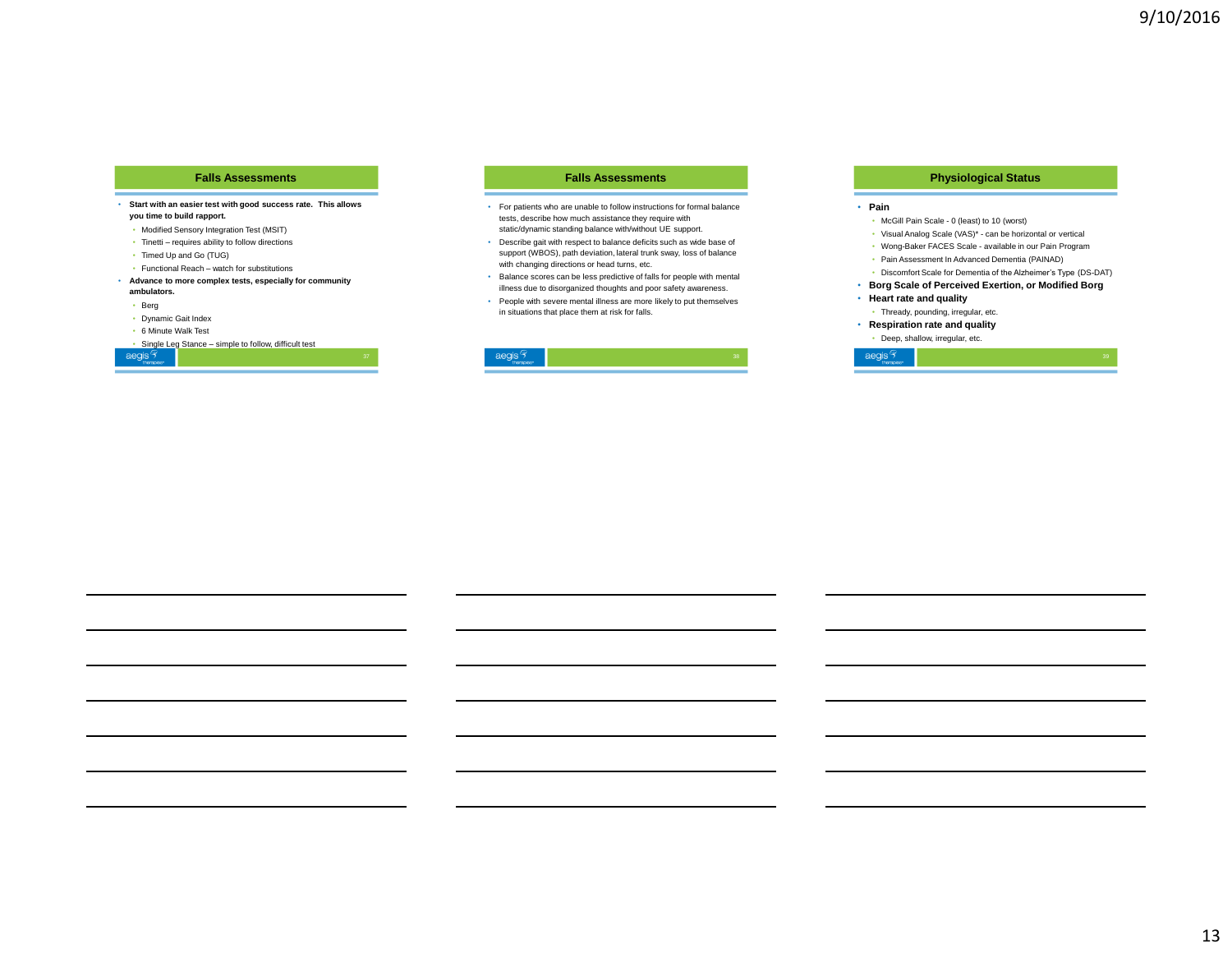## Falls Assessments

- **Start with an easier test with good success rate. This allows you time to build rapport.**
  - Modified Sensory Integration Test (MSIT)
  - Tinetti – requires ability to follow directions
  - Timed Up and Go (TUG)
  - Functional Reach – watch for substitutions
- **Advance to more complex tests, especially for community ambulators.**
  - Berg
  - Dynamic Gait Index
  - 6 Minute Walk Test
  - Single Leg Stance – simple to follow, difficult test

## Falls Assessments

- For patients who are unable to follow instructions for formal balance tests, describe how much assistance they require with static/dynamic standing balance with/without UE support.
- Describe gait with respect to balance deficits such as wide base of support (WBOS), path deviation, lateral trunk sway, loss of balance with changing directions or head turns, etc.
- Balance scores can be less predictive of falls for people with mental illness due to disorganized thoughts and poor safety awareness.
- People with severe mental illness are more likely to put themselves in situations that place them at risk for falls.

## Physiological Status

- **Pain**
  - McGill Pain Scale - 0 (least) to 10 (worst)
  - Visual Analog Scale (VAS)* - can be horizontal or vertical
  - Wong-Baker FACES Scale - available in our Pain Program
  - Pain Assessment In Advanced Dementia (PAINAD)
  - Discomfort Scale for Dementia of the Alzheimer's Type (DS-DAT)
- **Borg Scale of Perceived Exertion, or Modified Borg**
- **Heart rate and quality**
  - Thready, pounding, irregular, etc.
- **Respiration rate and quality**
  - Deep, shallow, irregular, etc.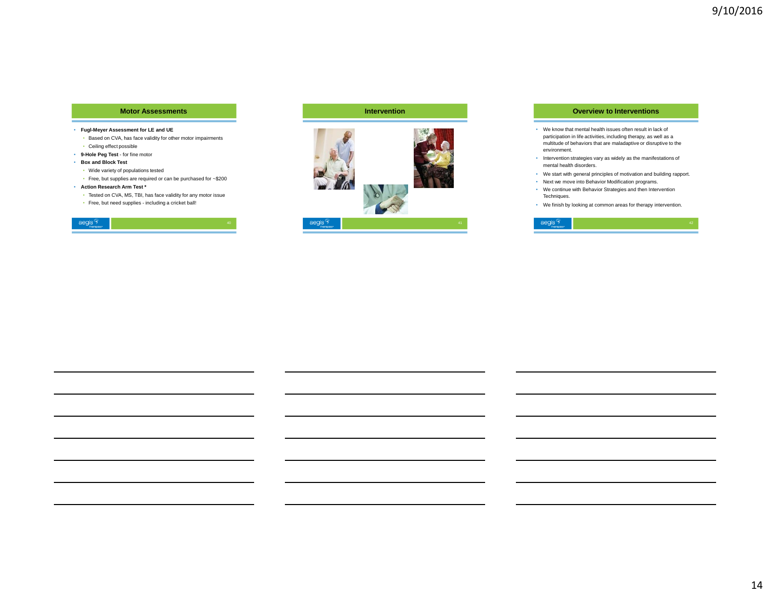## Motor Assessments

- **Fugl-Meyer Assessment for LE and UE**
  - Based on CVA, has face validity for other motor impairments
  - Ceiling effect possible
- **9-Hole Peg Test** - for fine motor
- **Box and Block Test**
  - Wide variety of populations tested
  - Free, but supplies are required or can be purchased for ~$200
- **Action Research Arm Test ***
  - Tested on CVA, MS, TBI, has face validity for any motor issue
  - Free, but need supplies - including a cricket ball!

## Intervention

## Overview to Interventions

- We know that mental health issues often result in lack of participation in life activities, including therapy, as well as a multitude of behaviors that are maladaptive or disruptive to the environment.
- Intervention strategies vary as widely as the manifestations of mental health disorders.
- We start with general principles of motivation and building rapport.
- Next we move into Behavior Modification programs.
- We continue with Behavior Strategies and then Intervention Techniques.
- We finish by looking at common areas for therapy intervention.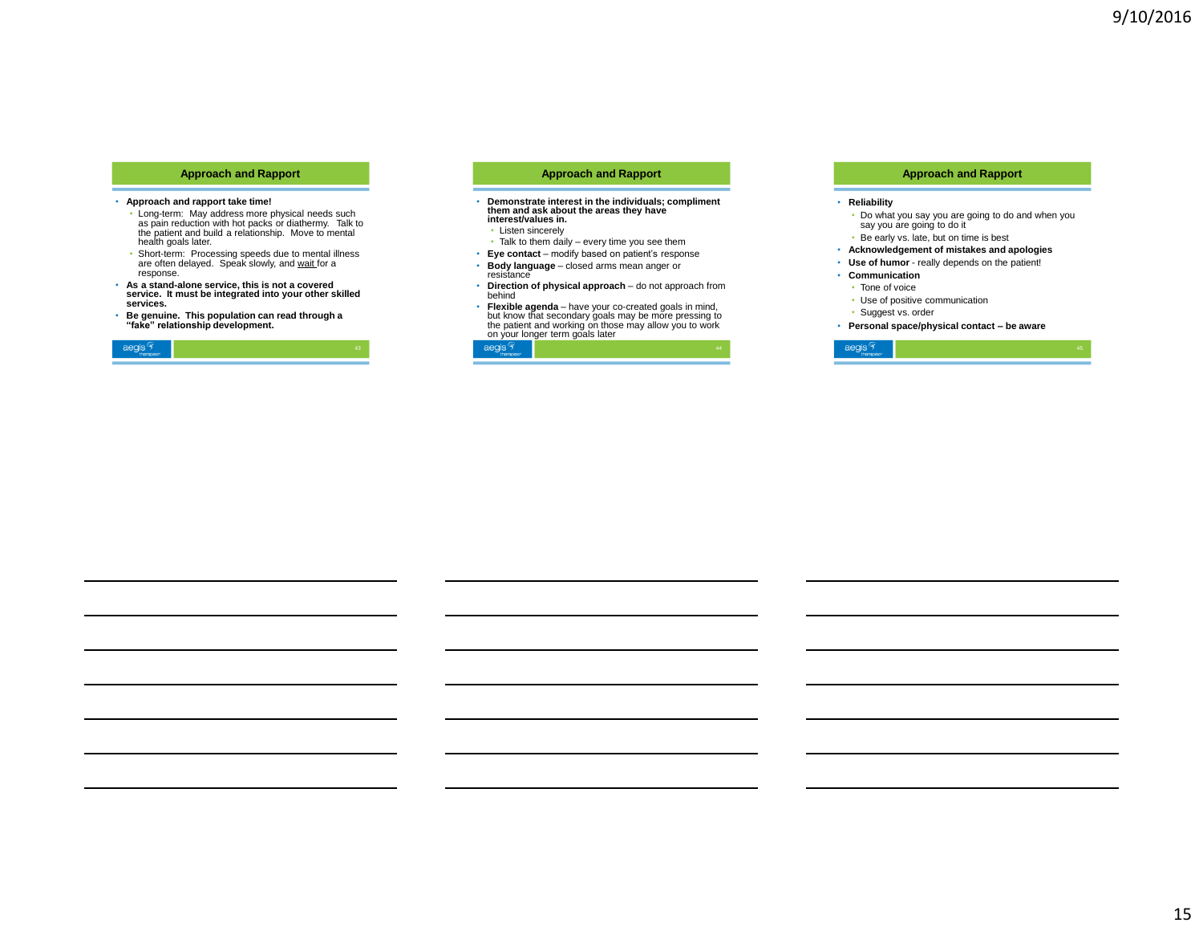## Approach and Rapport

- **Approach and rapport take time!**
  - Long-term: May address more physical needs such as pain reduction with hot packs or diathermy. Talk to the patient and build a relationship. Move to mental health goals later.
  - Short-term: Processing speeds due to mental illness are often delayed. Speak slowly, and wait for a response.
- **As a stand-alone service, this is not a covered service. It must be integrated into your other skilled services.**
- **Be genuine. This population can read through a "fake" relationship development.**

## Approach and Rapport

- **Demonstrate interest in the individuals; compliment them and ask about the areas they have interest/values in.**
  - Listen sincerely
  - Talk to them daily – every time you see them
- **Eye contact** – modify based on patient's response
- **Body language** – closed arms mean anger or resistance
- **Direction of physical approach** – do not approach from behind
- **Flexible agenda** – have your co-created goals in mind, but know that secondary goals may be more pressing to the patient and working on those may allow you to work on your longer term goals later

## Approach and Rapport

- **Reliability**
  - Do what you say you are going to do and when you say you are going to do it
  - Be early vs. late, but on time is best
- **Acknowledgement of mistakes and apologies**
- **Use of humor** - really depends on the patient!
- **Communication**
  - Tone of voice
  - Use of positive communication
  - Suggest vs. order
- **Personal space/physical contact – be aware**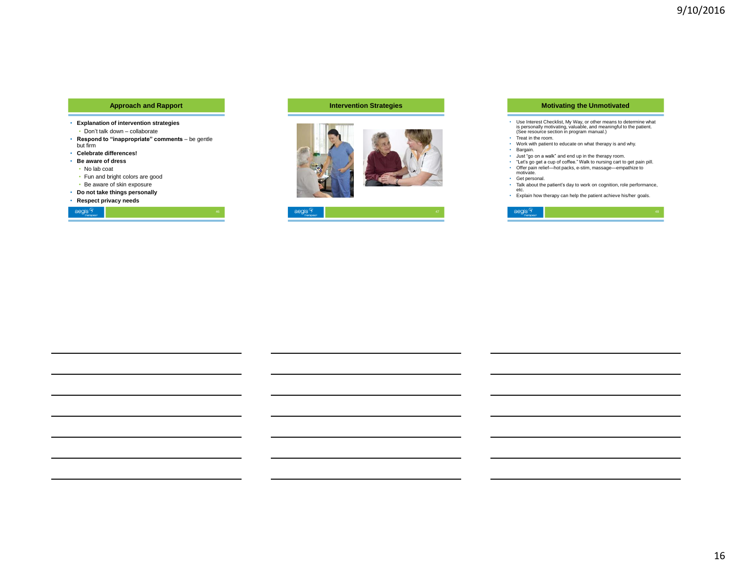## Approach and Rapport

- **Explanation of intervention strategies**
  - Don't talk down – collaborate
- **Respond to "inappropriate" comments** – be gentle but firm
- **Celebrate differences!**
- **Be aware of dress**
  - No lab coat
  - Fun and bright colors are good
  - Be aware of skin exposure
- **Do not take things personally**
- **Respect privacy needs**

## Intervention Strategies

## Motivating the Unmotivated

- Use Interest Checklist, My Way, or other means to determine what is personally motivating, valuable, and meaningful to the patient. (See resource section in program manual.)
- Treat in the room.
- Work with patient to educate on what therapy is and why.
- Bargain.
- Just "go on a walk" and end up in the therapy room.
- "Let's go get a cup of coffee." Walk to nursing cart to get pain pill.
- Offer pain relief—hot packs, e-stim, massage—empathize to motivate.
- Get personal.
- Talk about the patient's day to work on cognition, role performance, etc.
- Explain how therapy can help the patient achieve his/her goals.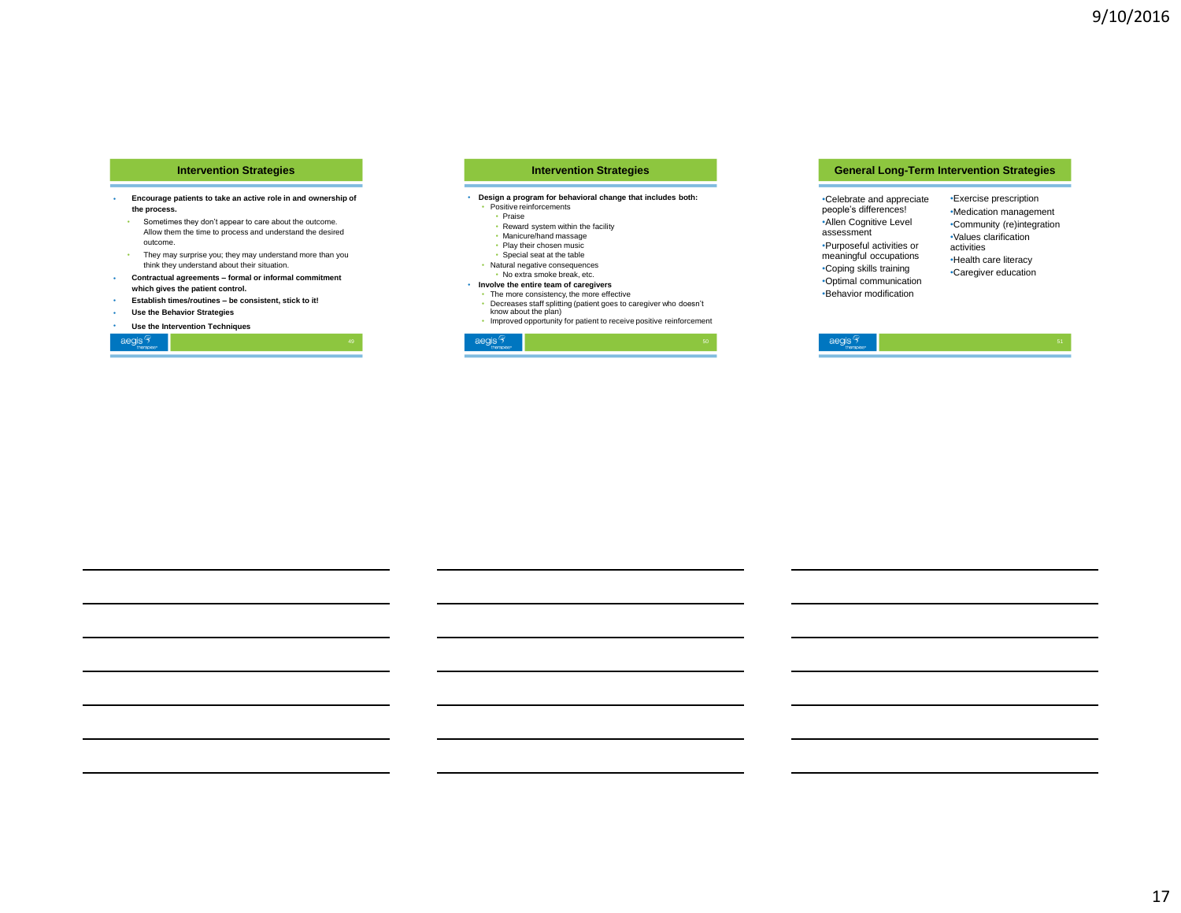## Intervention Strategies

- **Encourage patients to take an active role in and ownership of the process.**
  - Sometimes they don't appear to care about the outcome. Allow them the time to process and understand the desired outcome.
  - They may surprise you; they may understand more than you think they understand about their situation.
- **Contractual agreements – formal or informal commitment which gives the patient control.**
- **Establish times/routines – be consistent, stick to it!**
- **Use the Behavior Strategies**
- **Use the Intervention Techniques**

## Intervention Strategies

- **Design a program for behavioral change that includes both:**
  - Positive reinforcements
    - Praise
    - Reward system within the facility
    - Manicure/hand massage
    - Play their chosen music
    - Special seat at the table
  - Natural negative consequences
    - No extra smoke break, etc.
- **Involve the entire team of caregivers**
  - The more consistency, the more effective
  - Decreases staff splitting (patient goes to caregiver who doesn't know about the plan)
  - Improved opportunity for patient to receive positive reinforcement

## General Long-Term Intervention Strategies

- Celebrate and appreciate people's differences!
- Allen Cognitive Level assessment
- Purposeful activities or meaningful occupations
- Coping skills training
- Optimal communication
- Behavior modification
- Exercise prescription
- Medication management
- Community (re)integration
- Values clarification activities
- Health care literacy
- Caregiver education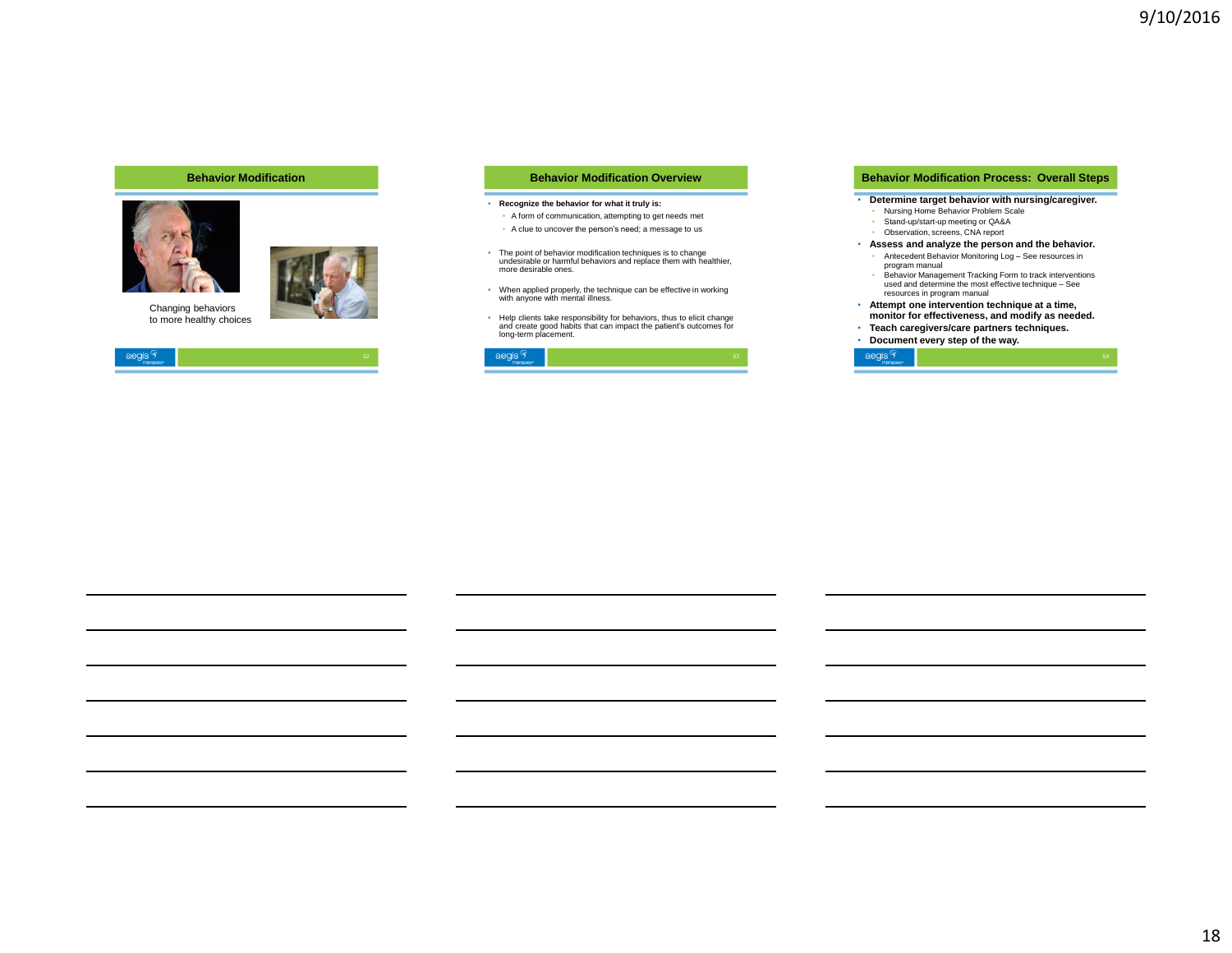## Behavior Modification

Changing behaviors to more healthy choices

## Behavior Modification Overview

- **Recognize the behavior for what it truly is:**
  - A form of communication, attempting to get needs met
  - A clue to uncover the person's need; a message to us
- The point of behavior modification techniques is to change undesirable or harmful behaviors and replace them with healthier, more desirable ones.
- When applied properly, the technique can be effective in working with anyone with mental illness.
- Help clients take responsibility for behaviors, thus to elicit change and create good habits that can impact the patient's outcomes for long-term placement.

## Behavior Modification Process: Overall Steps

- **Determine target behavior with nursing/caregiver.**
  - Nursing Home Behavior Problem Scale
  - Stand-up/start-up meeting or QA&A
  - Observation, screens, CNA report
- **Assess and analyze the person and the behavior.**
  - Antecedent Behavior Monitoring Log – See resources in program manual
  - Behavior Management Tracking Form to track interventions used and determine the most effective technique – See resources in program manual
- **Attempt one intervention technique at a time, monitor for effectiveness, and modify as needed.**
- **Teach caregivers/care partners techniques.**
- **Document every step of the way.**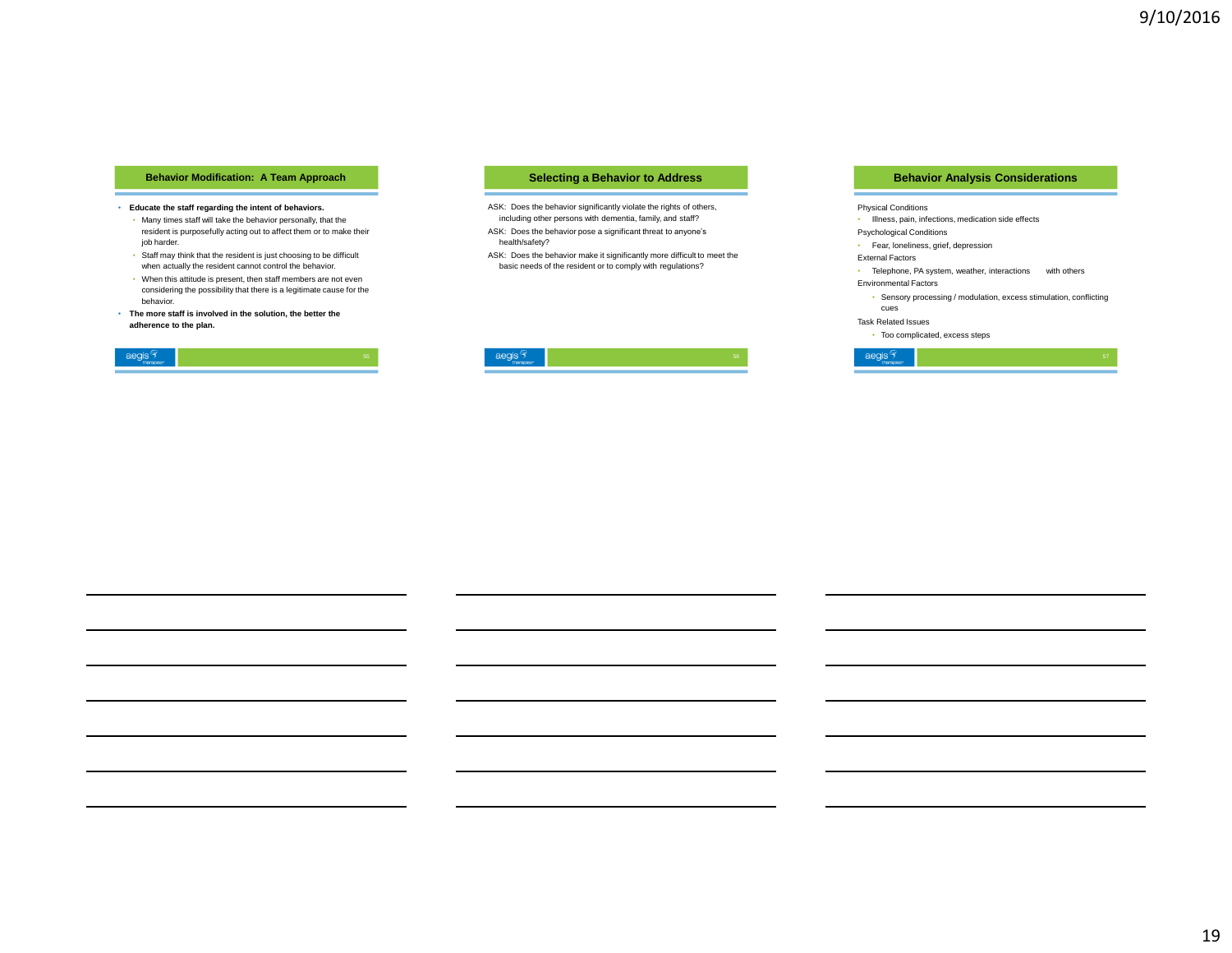## Behavior Modification: A Team Approach

- **Educate the staff regarding the intent of behaviors.**
  - Many times staff will take the behavior personally, that the resident is purposefully acting out to affect them or to make their job harder.
  - Staff may think that the resident is just choosing to be difficult when actually the resident cannot control the behavior.
  - When this attitude is present, then staff members are not even considering the possibility that there is a legitimate cause for the behavior.
- **The more staff is involved in the solution, the better the adherence to the plan.**

## Selecting a Behavior to Address

ASK: Does the behavior significantly violate the rights of others, including other persons with dementia, family, and staff?

ASK: Does the behavior pose a significant threat to anyone's health/safety?

ASK: Does the behavior make it significantly more difficult to meet the basic needs of the resident or to comply with regulations?

## Behavior Analysis Considerations

Physical Conditions

- Illness, pain, infections, medication side effects

Psychological Conditions

- Fear, loneliness, grief, depression

External Factors

- Telephone, PA system, weather, interactions with others

Environmental Factors

- Sensory processing / modulation, excess stimulation, conflicting cues

Task Related Issues

- Too complicated, excess steps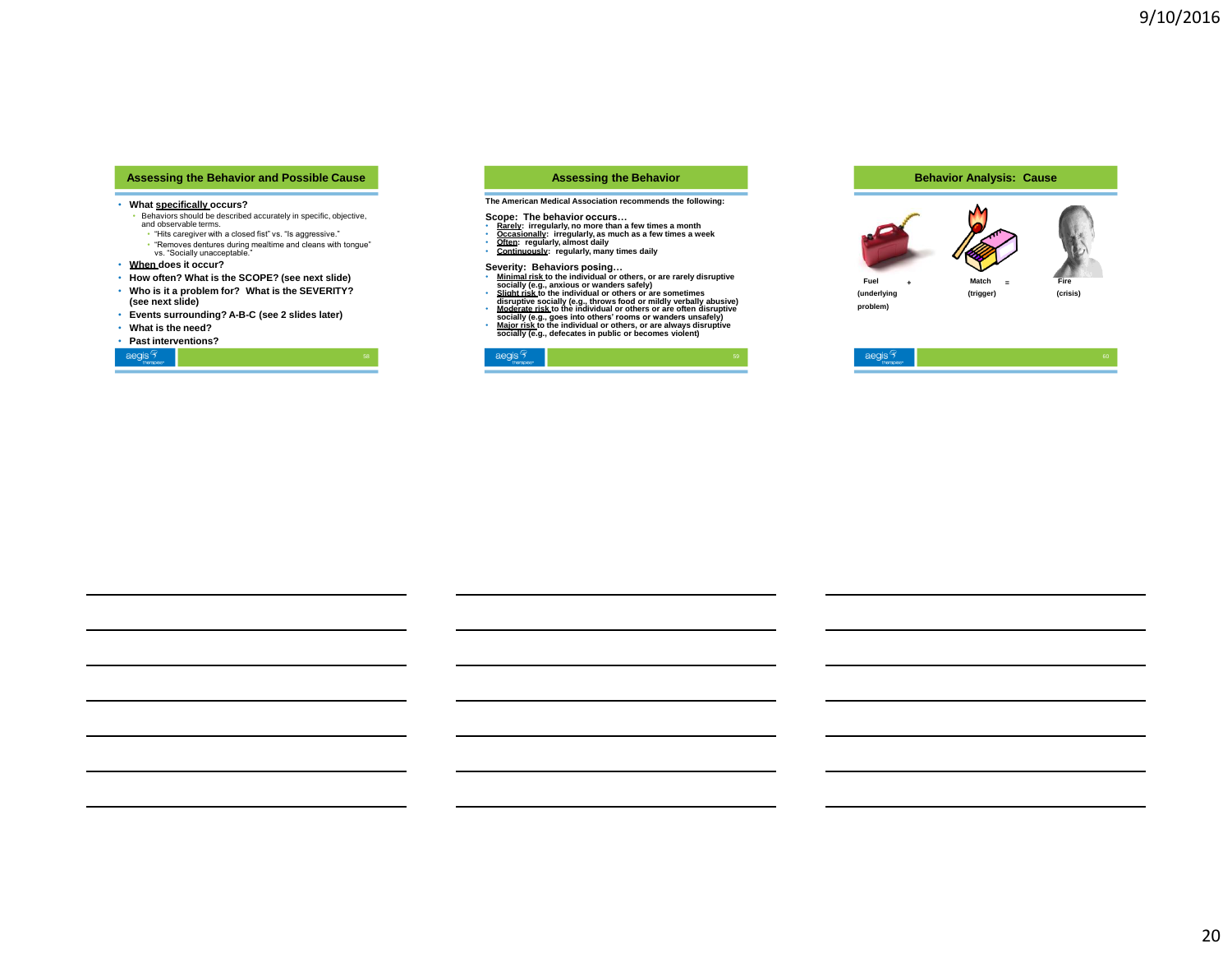## Assessing the Behavior and Possible Cause

- What specifically occurs?
  - Behaviors should be described accurately in specific, objective, and observable terms.
    - "Hits caregiver with a closed fist" vs. "Is aggressive."
    - "Removes dentures during mealtime and cleans with tongue" vs. "Socially unacceptable."
- When does it occur?
- How often? What is the SCOPE? (see next slide)
- Who is it a problem for? What is the SEVERITY? (see next slide)
- Events surrounding? A-B-C (see 2 slides later)
- What is the need?
- Past interventions?

## Assessing the Behavior

The American Medical Association recommends the following:

**Scope: The behavior occurs…**

- Rarely: irregularly, no more than a few times a month
- Occasionally: irregularly, as much as a few times a week
- Often: regularly, almost daily
- Continuously: regularly, many times daily

**Severity: Behaviors posing…**

- Minimal risk to the individual or others, or are rarely disruptive socially (e.g., anxious or wanders safely)
- Slight risk to the individual or others or are sometimes disruptive socially (e.g., throws food or mildly verbally abusive)
- Moderate risk to the individual or others or are often disruptive socially (e.g., goes into others' rooms or wanders unsafely)
- Major risk to the individual or others, or are always disruptive socially (e.g., defecates in public or becomes violent)

## Behavior Analysis: Cause

Fuel (underlying problem) + Match (trigger) = Fire (crisis)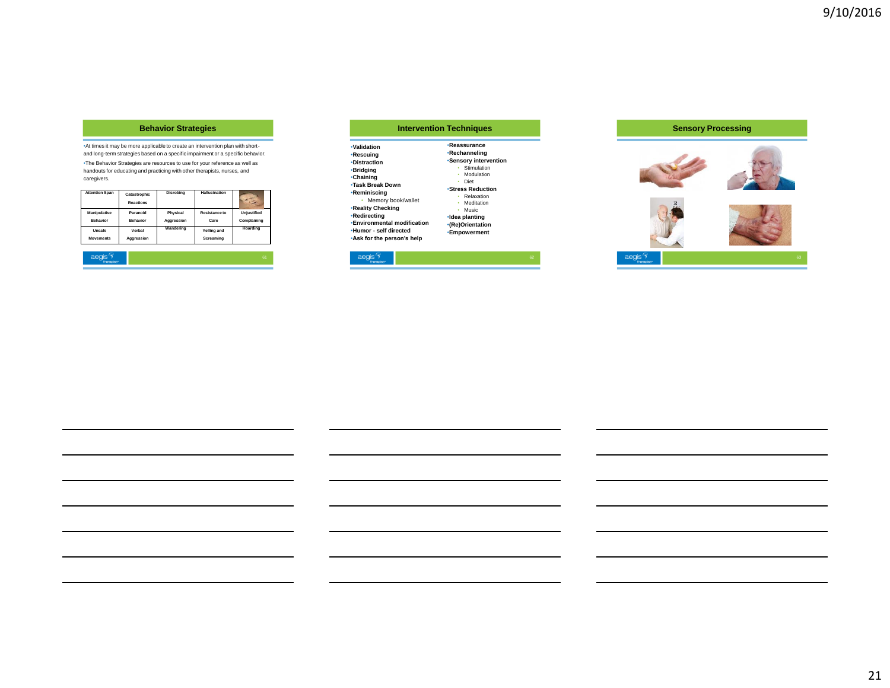## Behavior Strategies

- At times it may be more applicable to create an intervention plan with short- and long-term strategies based on a specific impairment or a specific behavior.
- The Behavior Strategies are resources to use for your reference as well as handouts for educating and practicing with other therapists, nurses, and caregivers.

| | | | | |
|---|---|---|---|---|
| Attention Span | Catastrophic Reactions | Disrobing | Hallucination | |
| Manipulative Behavior | Paranoid Behavior | Physical Aggression | Resistance to Care | Unjustified Complaining |
| Unsafe Movements | Verbal Aggression | Wandering | Yelling and Screaming | Hoarding |

## Intervention Techniques

- Validation
- Rescuing
- Distraction
- Bridging
- Chaining
- Task Break Down
- Reminiscing
  - Memory book/wallet
- Reality Checking
- Redirecting
- Environmental modification
- Humor - self directed
- Ask for the person's help
- Reassurance
- Rechanneling
- Sensory intervention
  - Stimulation
  - Modulation
  - Diet
- Stress Reduction
  - Relaxation
  - Meditation
  - Music
- Idea planting
- (Re)Orientation
- Empowerment

## Sensory Processing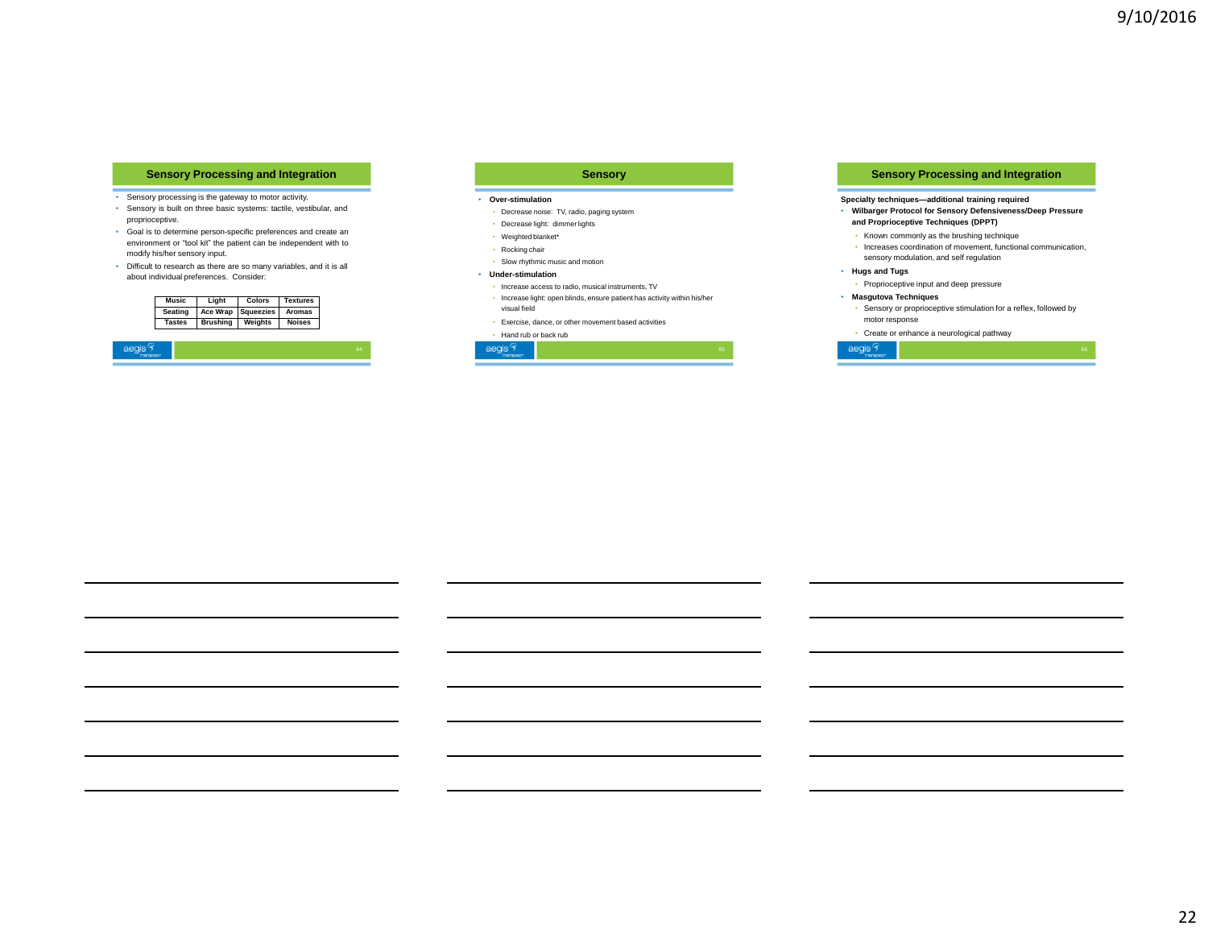## Sensory Processing and Integration

- Sensory processing is the gateway to motor activity.
- Sensory is built on three basic systems: tactile, vestibular, and proprioceptive.
- Goal is to determine person-specific preferences and create an environment or "tool kit" the patient can be independent with to modify his/her sensory input.
- Difficult to research as there are so many variables, and it is all about individual preferences. Consider:

| | | | |
|---|---|---|---|
| Music | Light | Colors | Textures |
| Seating | Ace Wrap | Squeezies | Aromas |
| Tastes | Brushing | Weights | Noises |

## Sensory

- **Over-stimulation**
  - Decrease noise: TV, radio, paging system
  - Decrease light: dimmer lights
  - Weighted blanket*
  - Rocking chair
  - Slow rhythmic music and motion
- **Under-stimulation**
  - Increase access to radio, musical instruments, TV
  - Increase light: open blinds, ensure patient has activity within his/her visual field
  - Exercise, dance, or other movement based activities
  - Hand rub or back rub

## Sensory Processing and Integration

**Specialty techniques—additional training required**

- **Wilbarger Protocol for Sensory Defensiveness/Deep Pressure and Proprioceptive Techniques (DPPT)**
  - Known commonly as the brushing technique
  - Increases coordination of movement, functional communication, sensory modulation, and self regulation
- **Hugs and Tugs**
  - Proprioceptive input and deep pressure
- **Masgutova Techniques**
  - Sensory or proprioceptive stimulation for a reflex, followed by motor response
  - Create or enhance a neurological pathway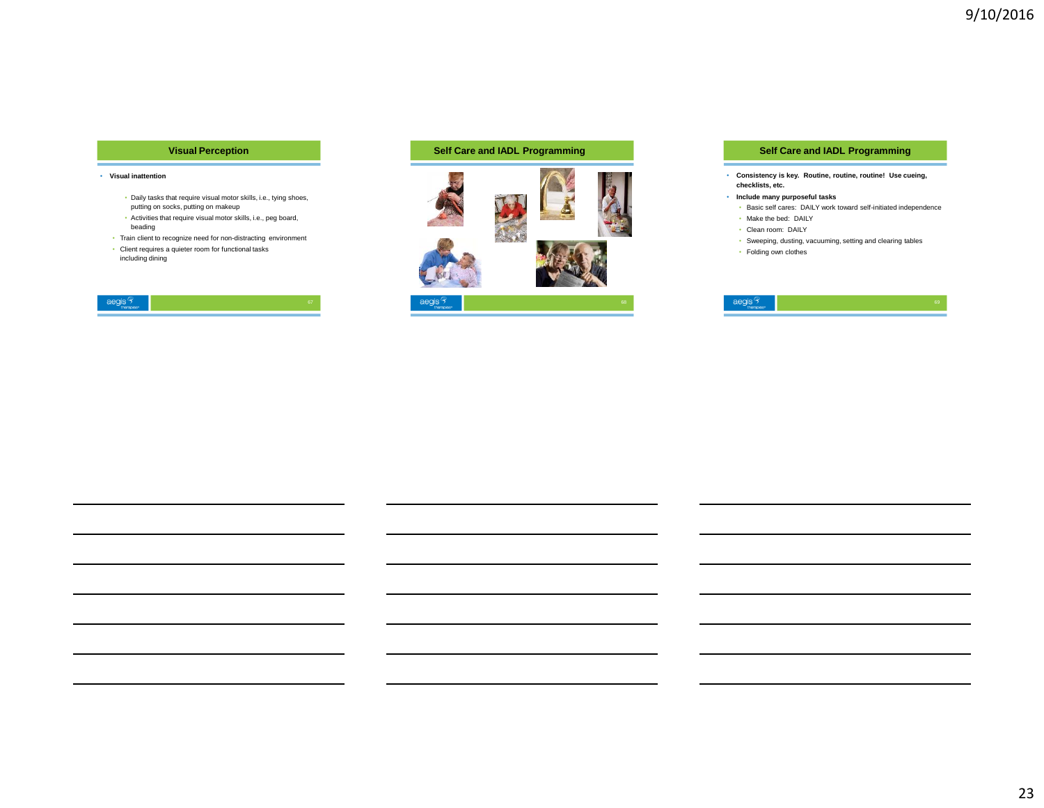## Visual Perception

- **Visual inattention**
    - Daily tasks that require visual motor skills, i.e., tying shoes, putting on socks, putting on makeup
    - Activities that require visual motor skills, i.e., peg board, beading
  - Train client to recognize need for non-distracting environment
  - Client requires a quieter room for functional tasks including dining

## Self Care and IADL Programming

## Self Care and IADL Programming

- **Consistency is key. Routine, routine, routine! Use cueing, checklists, etc.**
- **Include many purposeful tasks**
  - Basic self cares: DAILY work toward self-initiated independence
  - Make the bed: DAILY
  - Clean room: DAILY
  - Sweeping, dusting, vacuuming, setting and clearing tables
  - Folding own clothes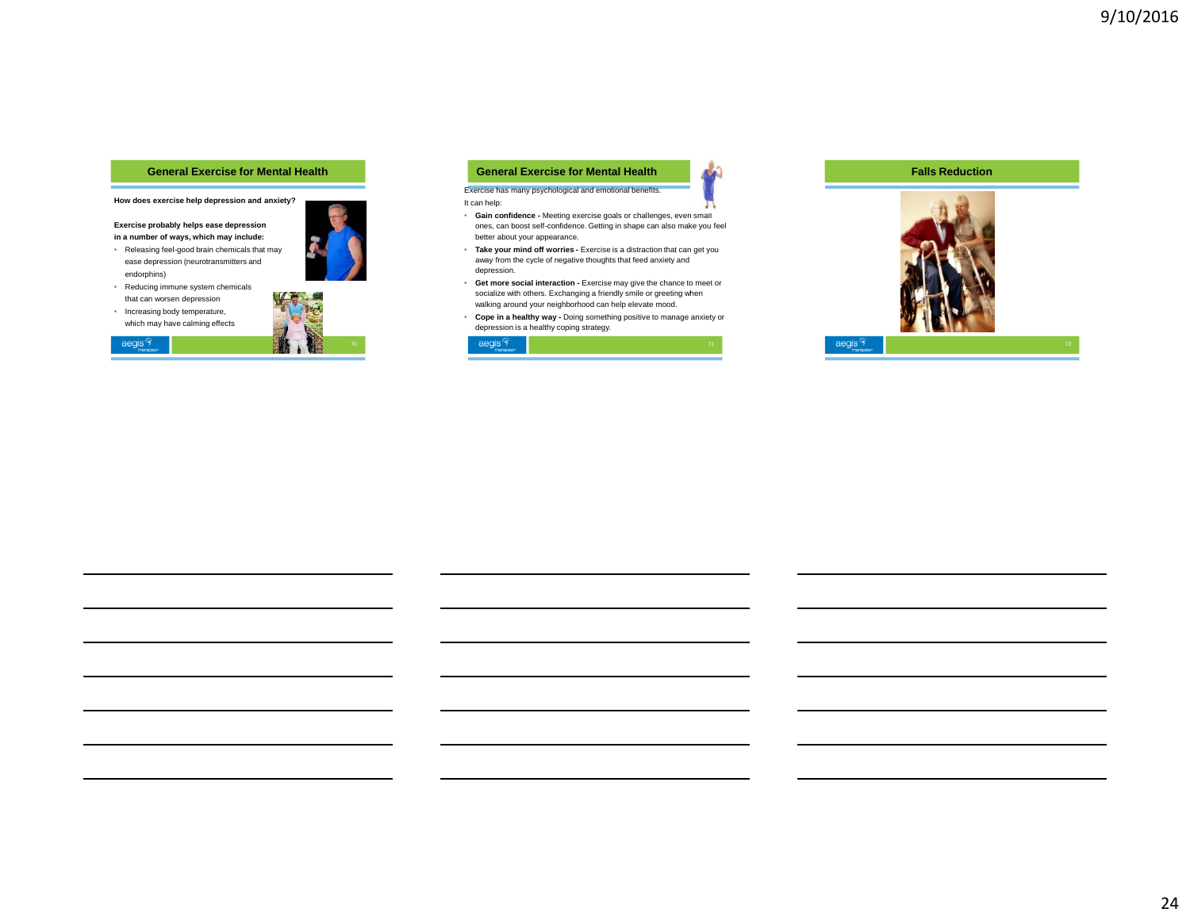## General Exercise for Mental Health

**How does exercise help depression and anxiety?**

**Exercise probably helps ease depression in a number of ways, which may include:**

- Releasing feel-good brain chemicals that may ease depression (neurotransmitters and endorphins)
- Reducing immune system chemicals that can worsen depression
- Increasing body temperature, which may have calming effects

## General Exercise for Mental Health

Exercise has many psychological and emotional benefits.

It can help:

- **Gain confidence -** Meeting exercise goals or challenges, even small ones, can boost self-confidence. Getting in shape can also make you feel better about your appearance.
- **Take your mind off worries -** Exercise is a distraction that can get you away from the cycle of negative thoughts that feed anxiety and depression.
- **Get more social interaction -** Exercise may give the chance to meet or socialize with others. Exchanging a friendly smile or greeting when walking around your neighborhood can help elevate mood.
- **Cope in a healthy way -** Doing something positive to manage anxiety or depression is a healthy coping strategy.

## Falls Reduction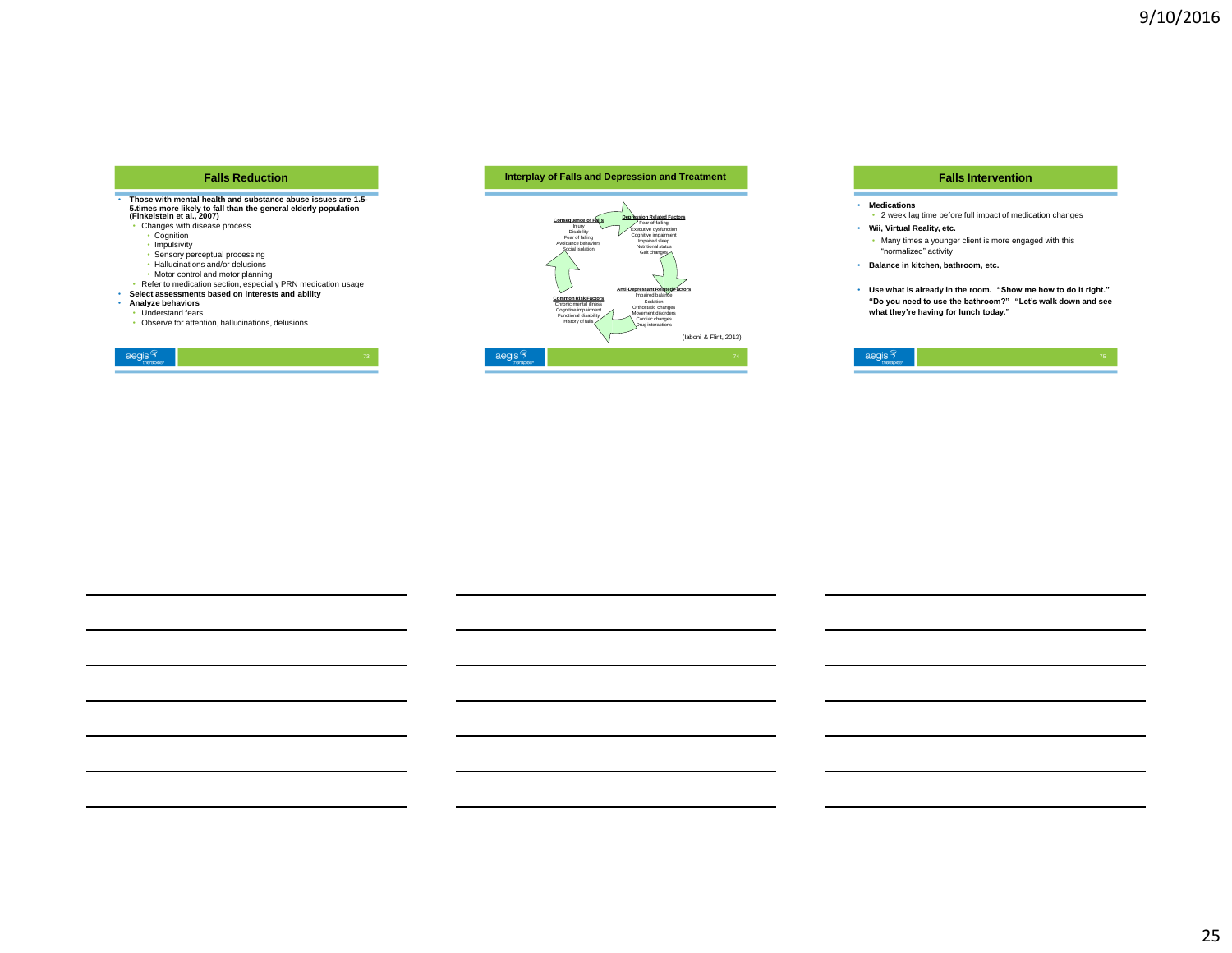## Falls Reduction

- **Those with mental health and substance abuse issues are 1.5-5.times more likely to fall than the general elderly population (Finkelstein et al., 2007)**
  - Changes with disease process
    - Cognition
    - Impulsivity
    - Sensory perceptual processing
    - Hallucinations and/or delusions
    - Motor control and motor planning
  - Refer to medication section, especially PRN medication usage
- **Select assessments based on interests and ability**
- **Analyze behaviors**
  - Understand fears
  - Observe for attention, hallucinations, delusions

## Interplay of Falls and Depression and Treatment

Consequence of Falls
Injury
Disability
Fear of falling
Avoidance behaviors
Social isolation

Depression Related Factors
Fear of falling
Executive dysfunction
Cognitive impairment
Impaired sleep
Nutritional status
Gait changes

Anti-Depressant Related Factors
Impaired balance
Sedation
Orthostatic changes
Movement disorders
Cardiac changes
Drug interactions

Common Risk Factors
Chronic mental illness
Cognitive impairment
Functional disability
History of falls

(Iaboni & Flint, 2013)

## Falls Intervention

- **Medications**
  - 2 week lag time before full impact of medication changes
- **Wii, Virtual Reality, etc.**
  - Many times a younger client is more engaged with this "normalized" activity
- **Balance in kitchen, bathroom, etc.**
- **Use what is already in the room. "Show me how to do it right." "Do you need to use the bathroom?" "Let's walk down and see what they're having for lunch today."**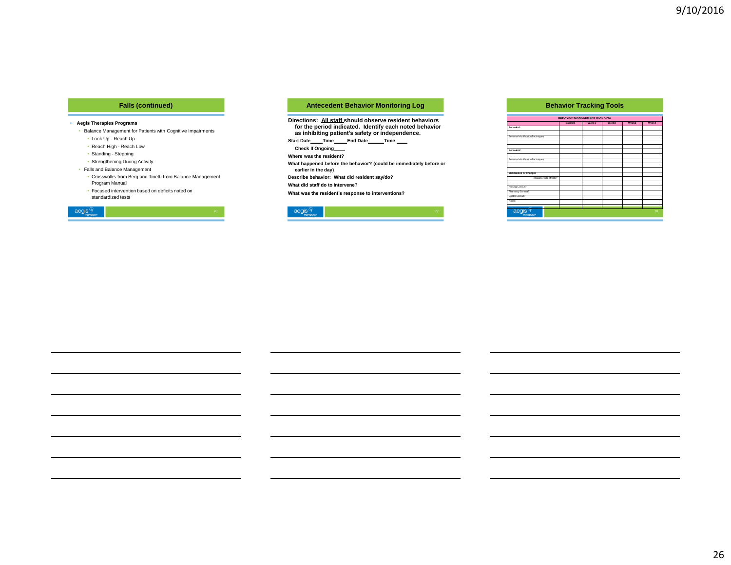## Falls (continued)

- **Aegis Therapies Programs**
  - Balance Management for Patients with Cognitive Impairments
    - Look Up - Reach Up
    - Reach High - Reach Low
    - Standing - Stepping
    - Strengthening During Activity
  - Falls and Balance Management
    - Crosswalks from Berg and Tinetti from Balance Management Program Manual
    - Focused intervention based on deficits noted on standardized tests

## Antecedent Behavior Monitoring Log

**Directions: All staff should observe resident behaviors for the period indicated. Identify each noted behavior as inhibiting patient's safety or independence.**

**Start Date____Time____End Date______Time ___**

**Check If Ongoing____**

**Where was the resident?**

**What happened before the behavior? (could be immediately before or earlier in the day)**

**Describe behavior: What did resident say/do?**

**What did staff do to intervene?**

**What was the resident's response to interventions?**

## Behavior Tracking Tools

BEHAVIOR MANAGEMENT TRACKING

| | Baseline | Week 1 | Week 2 | Week 3 | Week 4 |
|---|---|---|---|---|---|
| Behavior 1 | | | | | |
| | | | | | |
| Behavior Modification Techniques | | | | | |
| | | | | | |
| | | | | | |
| Behavior 2 | | | | | |
| | | | | | |
| Behavior Modification Techniques | | | | | |
| | | | | | |
| | | | | | |
| Medications or Changes | | | | | |
| Impact of side effects? | | | | | |
| | | | | | |
| Nursing Consult? | | | | | |
| Pharmacy Consult? | | | | | |
| Doctor Consult? | | | | | |
| Notes: | | | | | |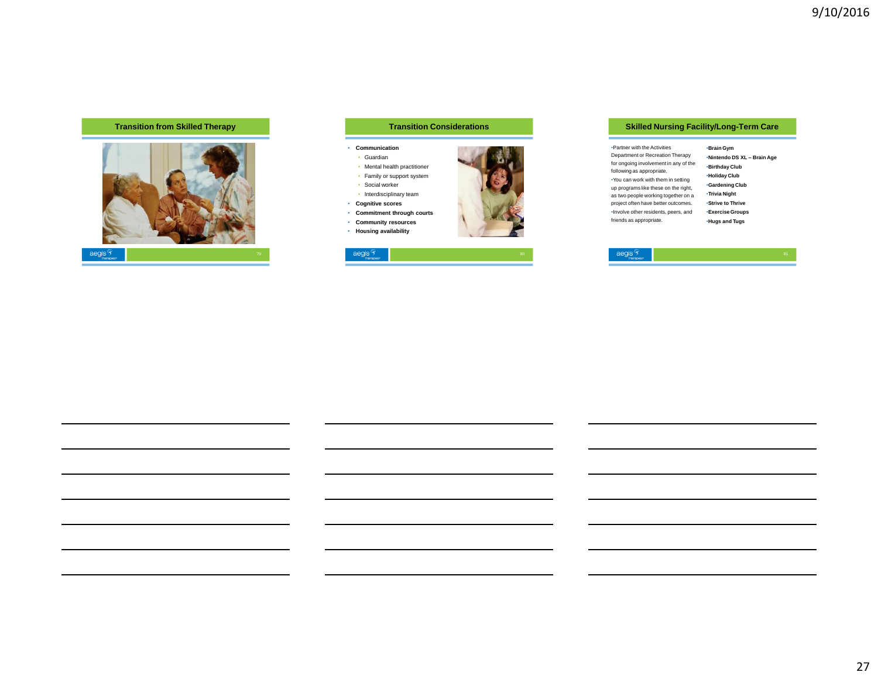## Transition from Skilled Therapy

## Transition Considerations

- **Communication**
  - Guardian
  - Mental health practitioner
  - Family or support system
  - Social worker
  - Interdisciplinary team
- **Cognitive scores**
- **Commitment through courts**
- **Community resources**
- **Housing availability**

## Skilled Nursing Facility/Long-Term Care

- Partner with the Activities Department or Recreation Therapy for ongoing involvement in any of the following as appropriate.
- You can work with them in setting up programs like these on the right, as two people working together on a project often have better outcomes.
- Involve other residents, peers, and friends as appropriate.

- **Brain Gym**
- **Nintendo DS XL – Brain Age**
- **Birthday Club**
- **Holiday Club**
- **Gardening Club**
- **Trivia Night**
- **Strive to Thrive**
- **Exercise Groups**
- **Hugs and Tugs**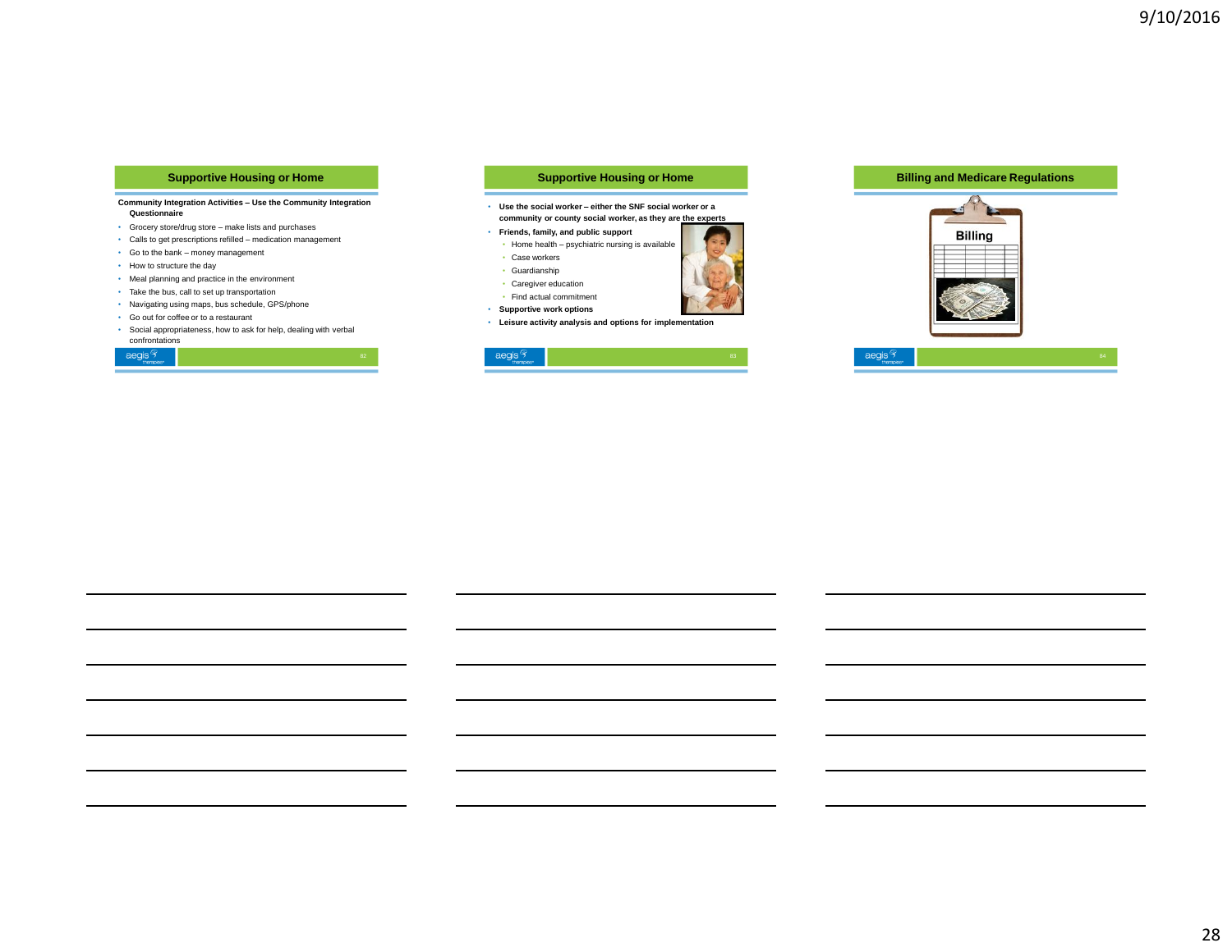## Supportive Housing or Home

**Community Integration Activities – Use the Community Integration Questionnaire**

- Grocery store/drug store – make lists and purchases
- Calls to get prescriptions refilled – medication management
- Go to the bank – money management
- How to structure the day
- Meal planning and practice in the environment
- Take the bus, call to set up transportation
- Navigating using maps, bus schedule, GPS/phone
- Go out for coffee or to a restaurant
- Social appropriateness, how to ask for help, dealing with verbal confrontations

## Supportive Housing or Home

- **Use the social worker – either the SNF social worker or a community or county social worker, as they are the experts**
- **Friends, family, and public support**
  - Home health – psychiatric nursing is available
  - Case workers
  - Guardianship
  - Caregiver education
  - Find actual commitment
- **Supportive work options**
- **Leisure activity analysis and options for implementation**

## Billing and Medicare Regulations

Billing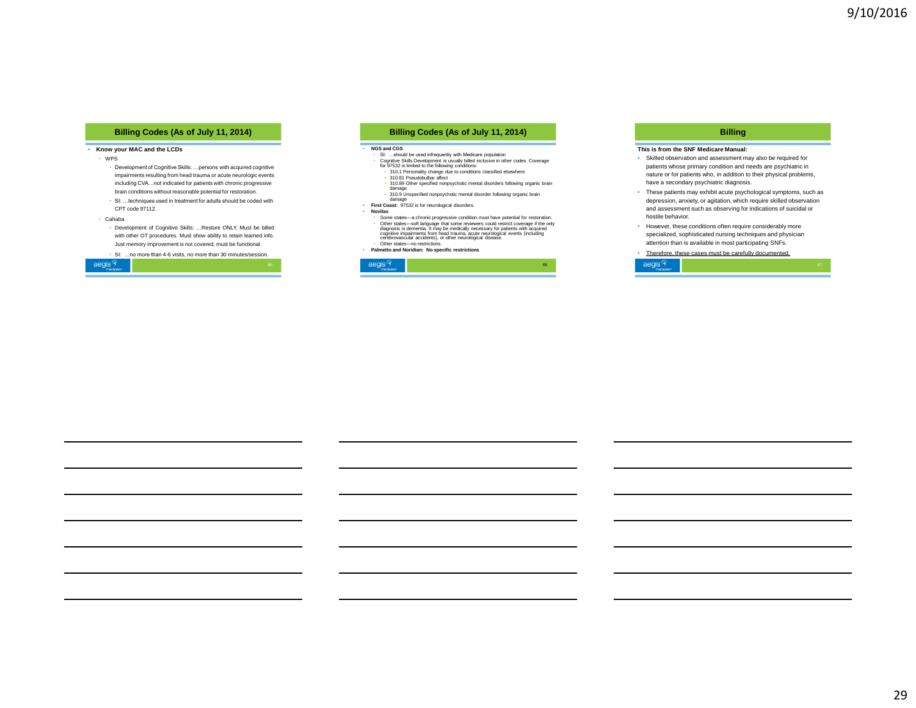## Billing Codes (As of July 11, 2014)

- **Know your MAC and the LCDs**
  - WPS
    - Development of Cognitive Skills: …persons with acquired cognitive impairments resulting from head trauma or acute neurologic events including CVA…not indicated for patients with chronic progressive brain conditions without reasonable potential for restoration.
    - SI: …techniques used in treatment for adults should be coded with CPT code 97112.
  - Cahaba
    - Development of Cognitive Skills: …Restore ONLY. Must be billed with other OT procedures. Must show ability to retain learned info. Just memory improvement is not covered, must be functional.
    - SI: …no more than 4-6 visits, no more than 30 minutes/session.

## Billing Codes (As of July 11, 2014)

- **NGS and CGS**
  - SI: …should be used infrequently with Medicare population
  - Cognitive Skills Development is usually billed inclusive in other codes. Coverage for 97532 is limited to the following conditions:
    - 310.1 Personality change due to conditions classified elsewhere
    - 310.81 Pseudobulbar affect
    - 310.89 Other specified nonpsychotic mental disorders following organic brain damage
    - 310.9 Unspecified nonpsychotic mental disorder following organic brain damage
- **First Coast:** 97532 is for neurological disorders.
- **Novitas**
  - Some states—a chronic progressive condition must have potential for restoration.
  - Other states—soft language that some reviewers could restrict coverage if the only diagnosis is dementia. It may be medically necessary for patients with acquired cognitive impairments from head trauma, acute neurological events (including cerebrovascular accidents), or other neurological disease.
  - Other states—no restrictions.
- **Palmetto and Noridian: No specific restrictions**

## Billing

**This is from the SNF Medicare Manual:**

- Skilled observation and assessment may also be required for patients whose primary condition and needs are psychiatric in nature or for patients who, in addition to their physical problems, have a secondary psychiatric diagnosis.
- These patients may exhibit acute psychological symptoms, such as depression, anxiety, or agitation, which require skilled observation and assessment such as observing for indications of suicidal or hostile behavior.
- However, these conditions often require considerably more specialized, sophisticated nursing techniques and physician attention than is available in most participating SNFs.
- Therefore, these cases must be carefully documented.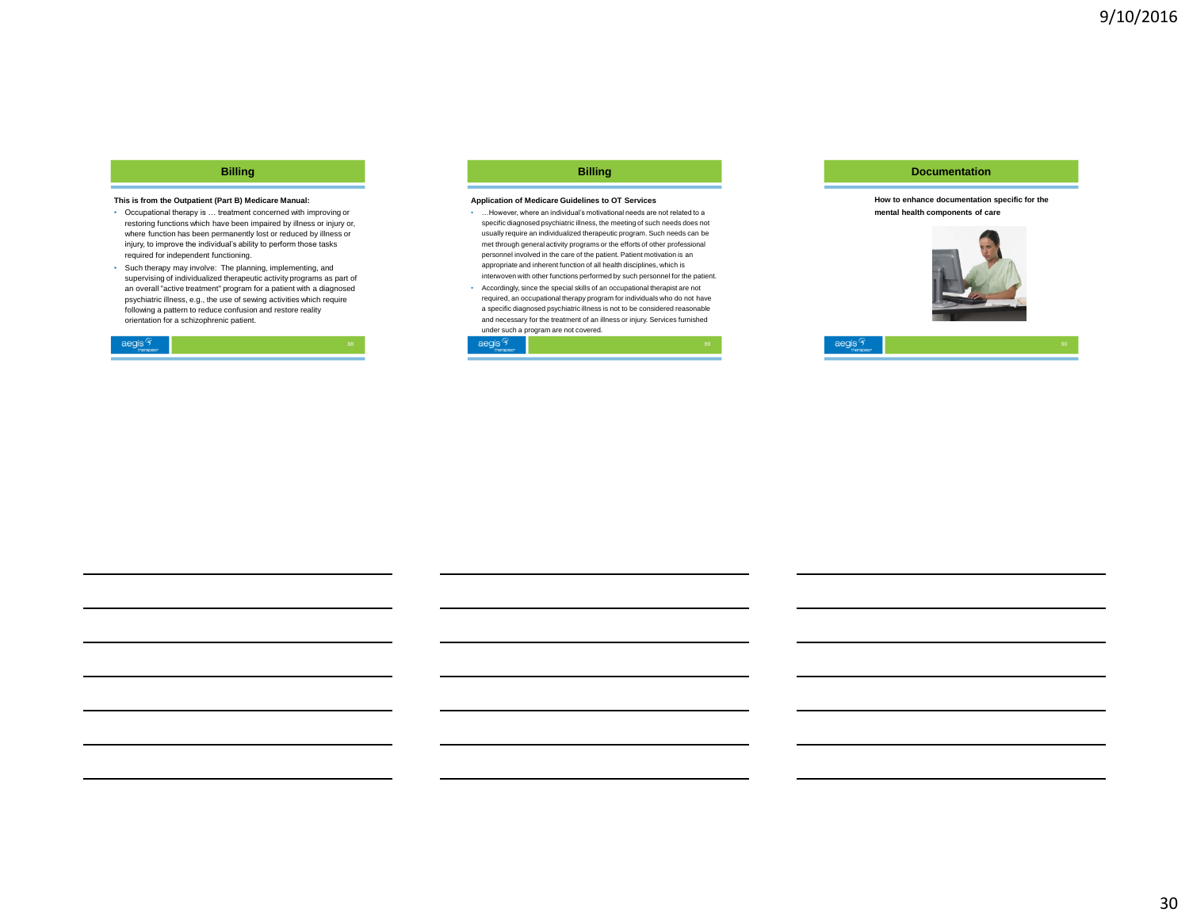## Billing

**This is from the Outpatient (Part B) Medicare Manual:**

- Occupational therapy is … treatment concerned with improving or restoring functions which have been impaired by illness or injury or, where function has been permanently lost or reduced by illness or injury, to improve the individual's ability to perform those tasks required for independent functioning.
- Such therapy may involve: The planning, implementing, and supervising of individualized therapeutic activity programs as part of an overall "active treatment" program for a patient with a diagnosed psychiatric illness, e.g., the use of sewing activities which require following a pattern to reduce confusion and restore reality orientation for a schizophrenic patient.

## Billing

**Application of Medicare Guidelines to OT Services**

- …However, where an individual's motivational needs are not related to a specific diagnosed psychiatric illness, the meeting of such needs does not usually require an individualized therapeutic program. Such needs can be met through general activity programs or the efforts of other professional personnel involved in the care of the patient. Patient motivation is an appropriate and inherent function of all health disciplines, which is interwoven with other functions performed by such personnel for the patient.
- Accordingly, since the special skills of an occupational therapist are not required, an occupational therapy program for individuals who do not have a specific diagnosed psychiatric illness is not to be considered reasonable and necessary for the treatment of an illness or injury. Services furnished under such a program are not covered.

## Documentation

**How to enhance documentation specific for the mental health components of care**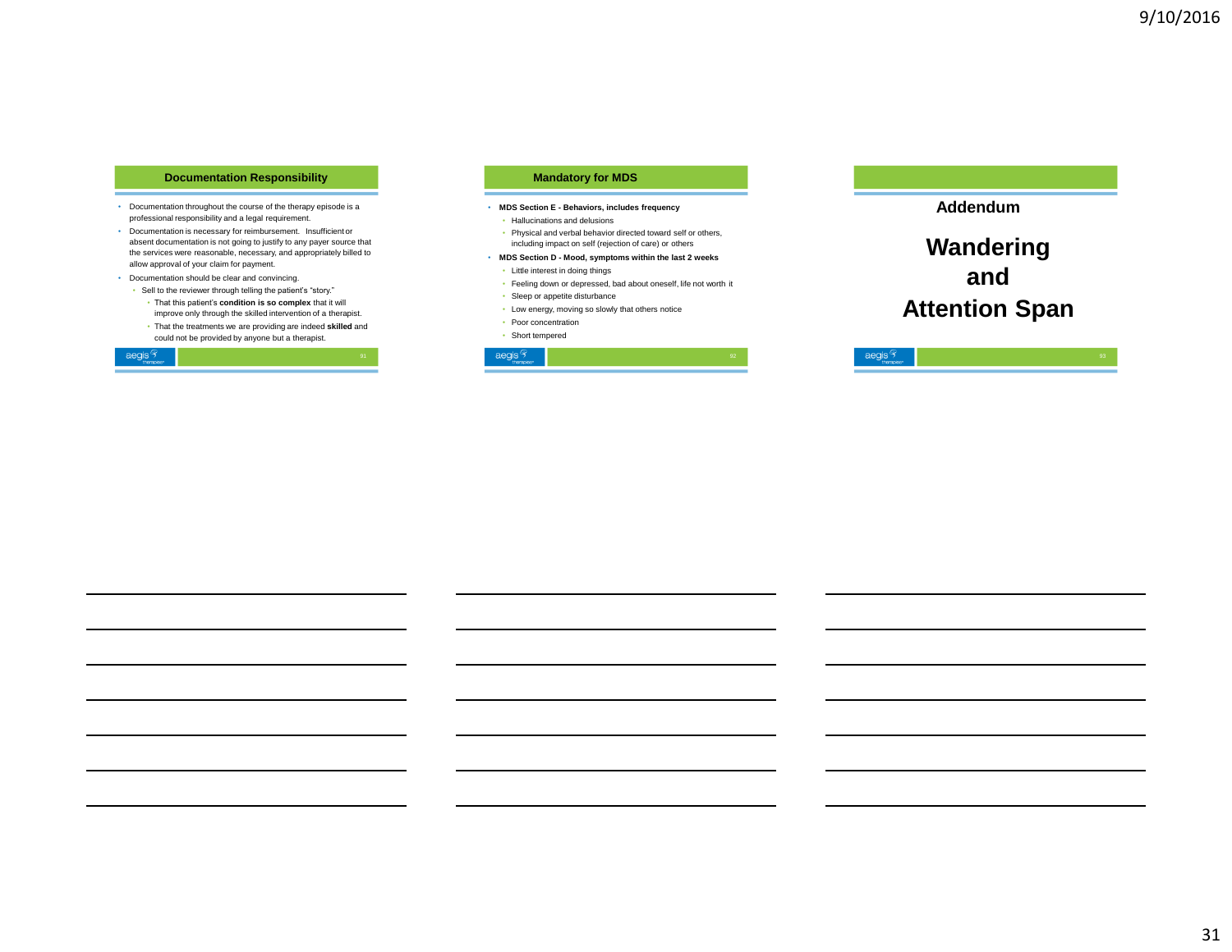## Documentation Responsibility

- Documentation throughout the course of the therapy episode is a professional responsibility and a legal requirement.
- Documentation is necessary for reimbursement. Insufficient or absent documentation is not going to justify to any payer source that the services were reasonable, necessary, and appropriately billed to allow approval of your claim for payment.
- Documentation should be clear and convincing.
  - Sell to the reviewer through telling the patient's "story."
    - That this patient's **condition is so complex** that it will improve only through the skilled intervention of a therapist.
    - That the treatments we are providing are indeed **skilled** and could not be provided by anyone but a therapist.

## Mandatory for MDS

- **MDS Section E - Behaviors, includes frequency**
  - Hallucinations and delusions
  - Physical and verbal behavior directed toward self or others, including impact on self (rejection of care) or others
- **MDS Section D - Mood, symptoms within the last 2 weeks**
  - Little interest in doing things
  - Feeling down or depressed, bad about oneself, life not worth it
  - Sleep or appetite disturbance
  - Low energy, moving so slowly that others notice
  - Poor concentration
  - Short tempered

## Addendum

# Wandering and Attention Span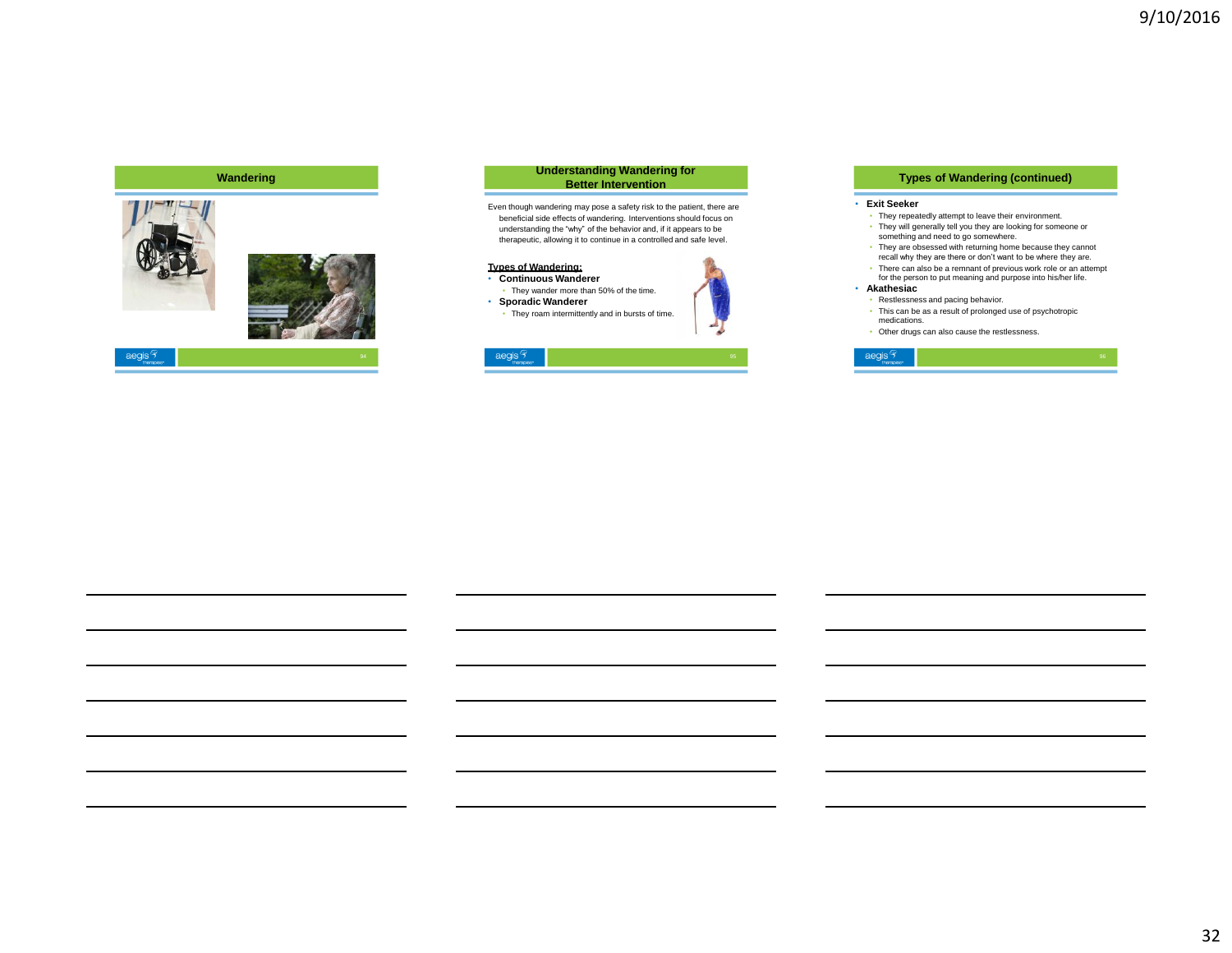## Wandering

## Understanding Wandering for Better Intervention

Even though wandering may pose a safety risk to the patient, there are beneficial side effects of wandering. Interventions should focus on understanding the "why" of the behavior and, if it appears to be therapeutic, allowing it to continue in a controlled and safe level.

**Types of Wandering:**

- **Continuous Wanderer**
  - They wander more than 50% of the time.
- **Sporadic Wanderer**
  - They roam intermittently and in bursts of time.

## Types of Wandering (continued)

- **Exit Seeker**
  - They repeatedly attempt to leave their environment.
  - They will generally tell you they are looking for someone or something and need to go somewhere.
  - They are obsessed with returning home because they cannot recall why they are there or don't want to be where they are.
  - There can also be a remnant of previous work role or an attempt for the person to put meaning and purpose into his/her life.
- **Akathesiac**
  - Restlessness and pacing behavior.
  - This can be as a result of prolonged use of psychotropic medications.
  - Other drugs can also cause the restlessness.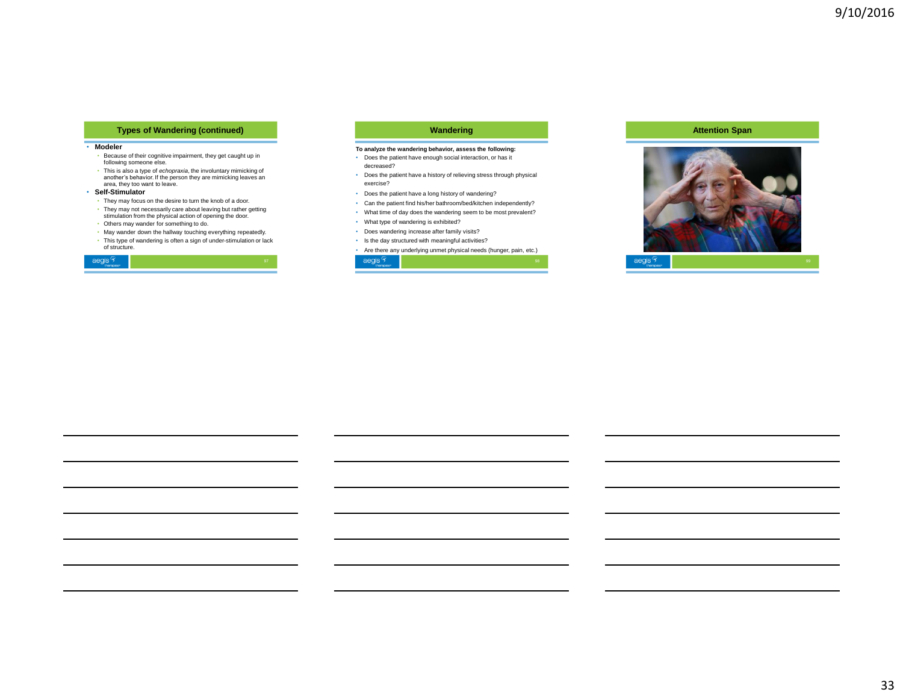## Types of Wandering (continued)

- **Modeler**
  - Because of their cognitive impairment, they get caught up in following someone else.
  - This is also a type of *echopraxia*, the involuntary mimicking of another's behavior. If the person they are mimicking leaves an area, they too want to leave.
- **Self-Stimulator**
  - They may focus on the desire to turn the knob of a door.
  - They may not necessarily care about leaving but rather getting stimulation from the physical action of opening the door.
  - Others may wander for something to do.
  - May wander down the hallway touching everything repeatedly.
  - This type of wandering is often a sign of under-stimulation or lack of structure.

## Wandering

**To analyze the wandering behavior, assess the following:**

- Does the patient have enough social interaction, or has it decreased?
- Does the patient have a history of relieving stress through physical exercise?
- Does the patient have a long history of wandering?
- Can the patient find his/her bathroom/bed/kitchen independently?
- What time of day does the wandering seem to be most prevalent?
- What type of wandering is exhibited?
- Does wandering increase after family visits?
- Is the day structured with meaningful activities?
- Are there any underlying unmet physical needs (hunger, pain, etc.)

## Attention Span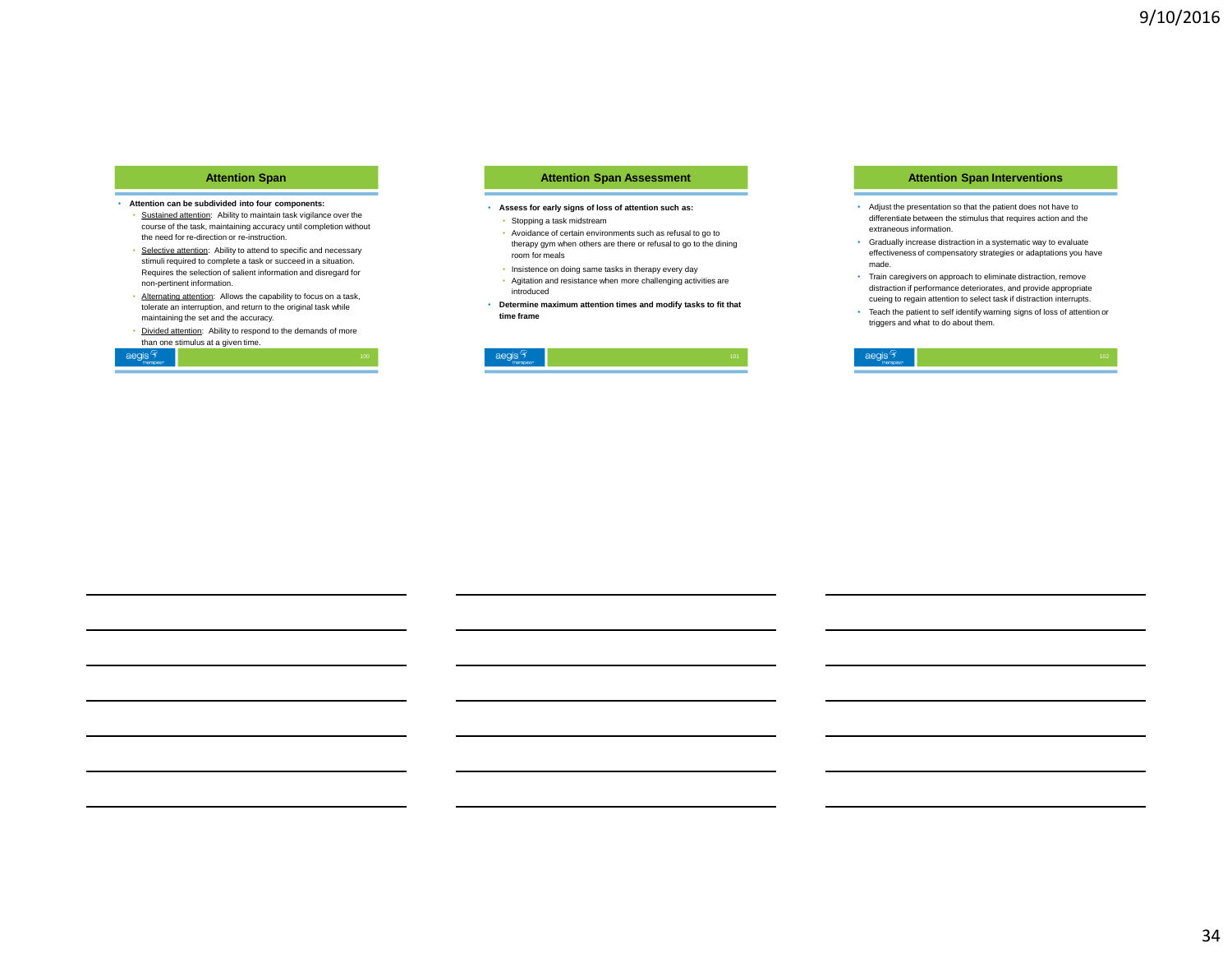## Attention Span

- **Attention can be subdivided into four components:**
  - Sustained attention: Ability to maintain task vigilance over the course of the task, maintaining accuracy until completion without the need for re-direction or re-instruction.
  - Selective attention: Ability to attend to specific and necessary stimuli required to complete a task or succeed in a situation. Requires the selection of salient information and disregard for non-pertinent information.
  - Alternating attention: Allows the capability to focus on a task, tolerate an interruption, and return to the original task while maintaining the set and the accuracy.
  - Divided attention: Ability to respond to the demands of more than one stimulus at a given time.

## Attention Span Assessment

- **Assess for early signs of loss of attention such as:**
  - Stopping a task midstream
  - Avoidance of certain environments such as refusal to go to therapy gym when others are there or refusal to go to the dining room for meals
  - Insistence on doing same tasks in therapy every day
  - Agitation and resistance when more challenging activities are introduced
- **Determine maximum attention times and modify tasks to fit that time frame**

## Attention Span Interventions

- Adjust the presentation so that the patient does not have to differentiate between the stimulus that requires action and the extraneous information.
- Gradually increase distraction in a systematic way to evaluate effectiveness of compensatory strategies or adaptations you have made.
- Train caregivers on approach to eliminate distraction, remove distraction if performance deteriorates, and provide appropriate cueing to regain attention to select task if distraction interrupts.
- Teach the patient to self identify warning signs of loss of attention or triggers and what to do about them.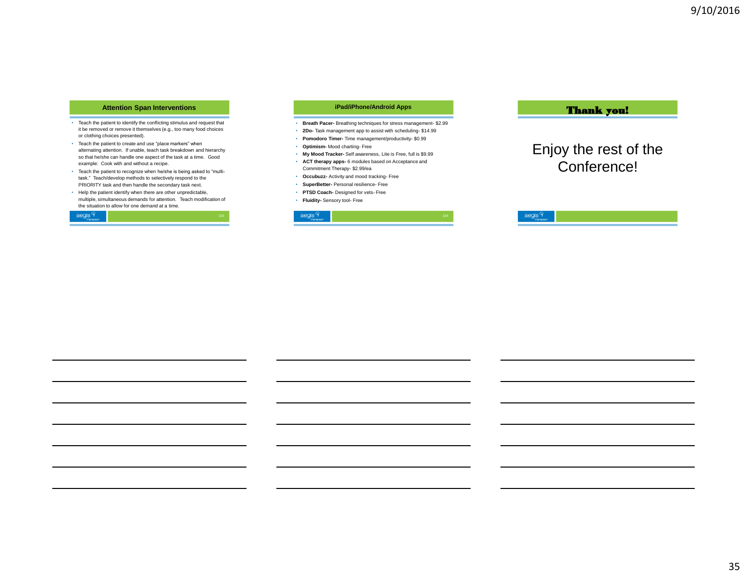## Attention Span Interventions

- Teach the patient to identify the conflicting stimulus and request that it be removed or remove it themselves (e.g., too many food choices or clothing choices presented).
- Teach the patient to create and use "place markers" when alternating attention. If unable, teach task breakdown and hierarchy so that he/she can handle one aspect of the task at a time. Good example: Cook with and without a recipe.
- Teach the patient to recognize when he/she is being asked to "multi-task." Teach/develop methods to selectively respond to the PRIORITY task and then handle the secondary task next.
- Help the patient identify when there are other unpredictable, multiple, simultaneous demands for attention. Teach modification of the situation to allow for one demand at a time.

## iPad/iPhone/Android Apps

- **Breath Pacer-** Breathing techniques for stress management- $2.99
- **2Do-** Task management app to assist with scheduling- $14.99
- **Pomodoro Timer-** Time management/productivity- $0.99
- **Optimism-** Mood charting- Free
- **My Mood Tracker-** Self awareness, Lite is Free, full is $9.99
- **ACT therapy apps-** 6 modules based on Acceptance and Commitment Therapy- $2.99/ea
- **Occubuzz-** Activity and mood tracking- Free
- **SuperBetter-** Personal resilience- Free
- **PTSD Coach-** Designed for vets- Free
- **Fluidity-** Sensory tool- Free

## Thank you!

Enjoy the rest of the Conference!